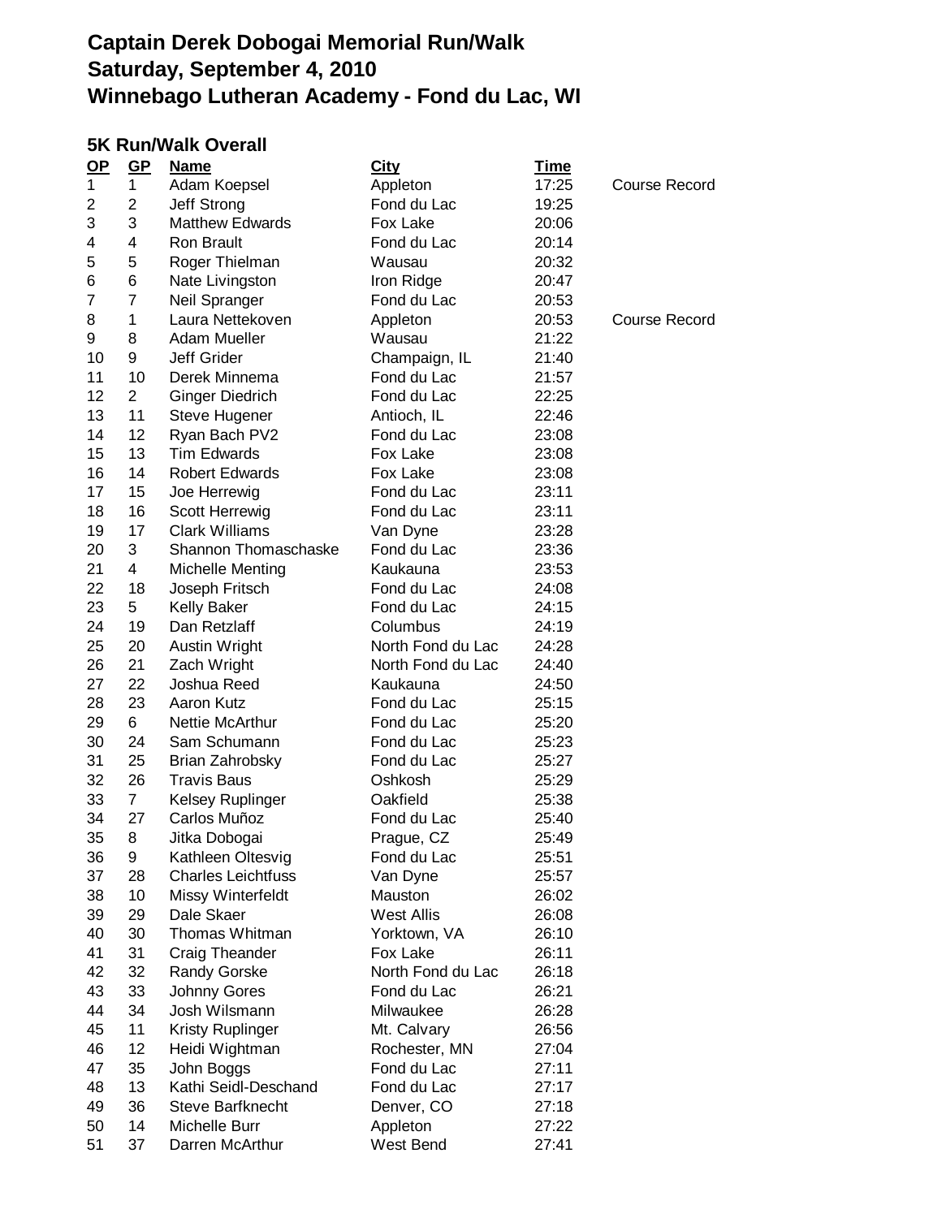# Captain Derek Dobogai Memorial Run/Walk
# Saturday, September 4, 2010
# Winnebago Lutheran Academy - Fond du Lac, WI

## 5K Run/Walk Overall

| OP | GP | Name | City | Time | |
|---|---|---|---|---|---|
| 1 | 1 | Adam Koepsel | Appleton | 17:25 | Course Record |
| 2 | 2 | Jeff Strong | Fond du Lac | 19:25 | |
| 3 | 3 | Matthew Edwards | Fox Lake | 20:06 | |
| 4 | 4 | Ron Brault | Fond du Lac | 20:14 | |
| 5 | 5 | Roger Thielman | Wausau | 20:32 | |
| 6 | 6 | Nate Livingston | Iron Ridge | 20:47 | |
| 7 | 7 | Neil Spranger | Fond du Lac | 20:53 | |
| 8 | 1 | Laura Nettekoven | Appleton | 20:53 | Course Record |
| 9 | 8 | Adam Mueller | Wausau | 21:22 | |
| 10 | 9 | Jeff Grider | Champaign, IL | 21:40 | |
| 11 | 10 | Derek Minnema | Fond du Lac | 21:57 | |
| 12 | 2 | Ginger Diedrich | Fond du Lac | 22:25 | |
| 13 | 11 | Steve Hugener | Antioch, IL | 22:46 | |
| 14 | 12 | Ryan Bach PV2 | Fond du Lac | 23:08 | |
| 15 | 13 | Tim Edwards | Fox Lake | 23:08 | |
| 16 | 14 | Robert Edwards | Fox Lake | 23:08 | |
| 17 | 15 | Joe Herrewig | Fond du Lac | 23:11 | |
| 18 | 16 | Scott Herrewig | Fond du Lac | 23:11 | |
| 19 | 17 | Clark Williams | Van Dyne | 23:28 | |
| 20 | 3 | Shannon Thomaschaske | Fond du Lac | 23:36 | |
| 21 | 4 | Michelle Menting | Kaukauna | 23:53 | |
| 22 | 18 | Joseph Fritsch | Fond du Lac | 24:08 | |
| 23 | 5 | Kelly Baker | Fond du Lac | 24:15 | |
| 24 | 19 | Dan Retzlaff | Columbus | 24:19 | |
| 25 | 20 | Austin Wright | North Fond du Lac | 24:28 | |
| 26 | 21 | Zach Wright | North Fond du Lac | 24:40 | |
| 27 | 22 | Joshua Reed | Kaukauna | 24:50 | |
| 28 | 23 | Aaron Kutz | Fond du Lac | 25:15 | |
| 29 | 6 | Nettie McArthur | Fond du Lac | 25:20 | |
| 30 | 24 | Sam Schumann | Fond du Lac | 25:23 | |
| 31 | 25 | Brian Zahrobsky | Fond du Lac | 25:27 | |
| 32 | 26 | Travis Baus | Oshkosh | 25:29 | |
| 33 | 7 | Kelsey Ruplinger | Oakfield | 25:38 | |
| 34 | 27 | Carlos Muñoz | Fond du Lac | 25:40 | |
| 35 | 8 | Jitka Dobogai | Prague, CZ | 25:49 | |
| 36 | 9 | Kathleen Oltesvig | Fond du Lac | 25:51 | |
| 37 | 28 | Charles Leichtfuss | Van Dyne | 25:57 | |
| 38 | 10 | Missy Winterfeldt | Mauston | 26:02 | |
| 39 | 29 | Dale Skaer | West Allis | 26:08 | |
| 40 | 30 | Thomas Whitman | Yorktown, VA | 26:10 | |
| 41 | 31 | Craig Theander | Fox Lake | 26:11 | |
| 42 | 32 | Randy Gorske | North Fond du Lac | 26:18 | |
| 43 | 33 | Johnny Gores | Fond du Lac | 26:21 | |
| 44 | 34 | Josh Wilsmann | Milwaukee | 26:28 | |
| 45 | 11 | Kristy Ruplinger | Mt. Calvary | 26:56 | |
| 46 | 12 | Heidi Wightman | Rochester, MN | 27:04 | |
| 47 | 35 | John Boggs | Fond du Lac | 27:11 | |
| 48 | 13 | Kathi Seidl-Deschand | Fond du Lac | 27:17 | |
| 49 | 36 | Steve Barfknecht | Denver, CO | 27:18 | |
| 50 | 14 | Michelle Burr | Appleton | 27:22 | |
| 51 | 37 | Darren McArthur | West Bend | 27:41 | |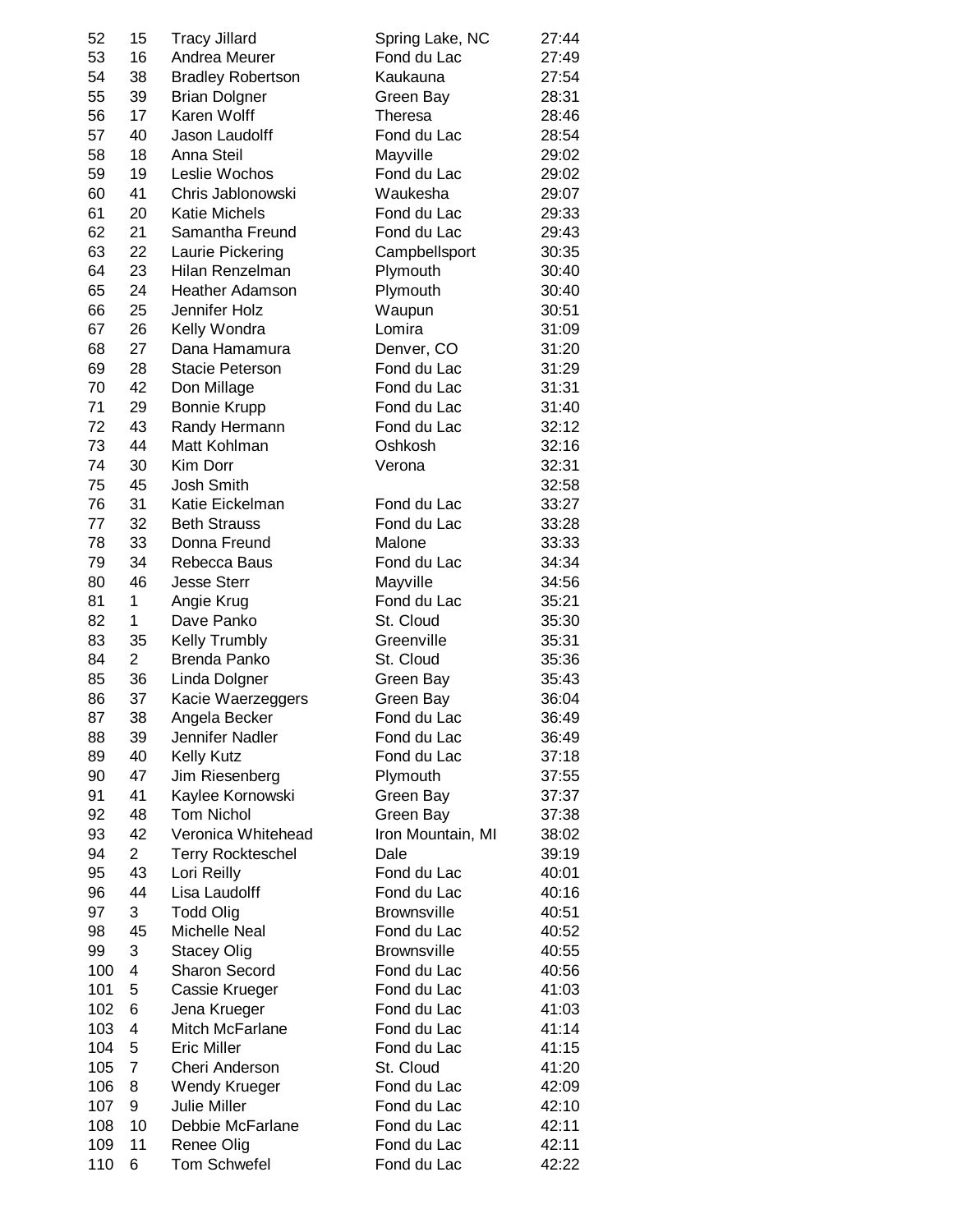| | | | | |
|---|---|---|---|---|
| 52 | 15 | Tracy Jillard | Spring Lake, NC | 27:44 |
| 53 | 16 | Andrea Meurer | Fond du Lac | 27:49 |
| 54 | 38 | Bradley Robertson | Kaukauna | 27:54 |
| 55 | 39 | Brian Dolgner | Green Bay | 28:31 |
| 56 | 17 | Karen Wolff | Theresa | 28:46 |
| 57 | 40 | Jason Laudolff | Fond du Lac | 28:54 |
| 58 | 18 | Anna Steil | Mayville | 29:02 |
| 59 | 19 | Leslie Wochos | Fond du Lac | 29:02 |
| 60 | 41 | Chris Jablonowski | Waukesha | 29:07 |
| 61 | 20 | Katie Michels | Fond du Lac | 29:33 |
| 62 | 21 | Samantha Freund | Fond du Lac | 29:43 |
| 63 | 22 | Laurie Pickering | Campbellsport | 30:35 |
| 64 | 23 | Hilan Renzelman | Plymouth | 30:40 |
| 65 | 24 | Heather Adamson | Plymouth | 30:40 |
| 66 | 25 | Jennifer Holz | Waupun | 30:51 |
| 67 | 26 | Kelly Wondra | Lomira | 31:09 |
| 68 | 27 | Dana Hamamura | Denver, CO | 31:20 |
| 69 | 28 | Stacie Peterson | Fond du Lac | 31:29 |
| 70 | 42 | Don Millage | Fond du Lac | 31:31 |
| 71 | 29 | Bonnie Krupp | Fond du Lac | 31:40 |
| 72 | 43 | Randy Hermann | Fond du Lac | 32:12 |
| 73 | 44 | Matt Kohlman | Oshkosh | 32:16 |
| 74 | 30 | Kim Dorr | Verona | 32:31 |
| 75 | 45 | Josh Smith | | 32:58 |
| 76 | 31 | Katie Eickelman | Fond du Lac | 33:27 |
| 77 | 32 | Beth Strauss | Fond du Lac | 33:28 |
| 78 | 33 | Donna Freund | Malone | 33:33 |
| 79 | 34 | Rebecca Baus | Fond du Lac | 34:34 |
| 80 | 46 | Jesse Sterr | Mayville | 34:56 |
| 81 | 1 | Angie Krug | Fond du Lac | 35:21 |
| 82 | 1 | Dave Panko | St. Cloud | 35:30 |
| 83 | 35 | Kelly Trumbly | Greenville | 35:31 |
| 84 | 2 | Brenda Panko | St. Cloud | 35:36 |
| 85 | 36 | Linda Dolgner | Green Bay | 35:43 |
| 86 | 37 | Kacie Waerzeggers | Green Bay | 36:04 |
| 87 | 38 | Angela Becker | Fond du Lac | 36:49 |
| 88 | 39 | Jennifer Nadler | Fond du Lac | 36:49 |
| 89 | 40 | Kelly Kutz | Fond du Lac | 37:18 |
| 90 | 47 | Jim Riesenberg | Plymouth | 37:55 |
| 91 | 41 | Kaylee Kornowski | Green Bay | 37:37 |
| 92 | 48 | Tom Nichol | Green Bay | 37:38 |
| 93 | 42 | Veronica Whitehead | Iron Mountain, MI | 38:02 |
| 94 | 2 | Terry Rockteschel | Dale | 39:19 |
| 95 | 43 | Lori Reilly | Fond du Lac | 40:01 |
| 96 | 44 | Lisa Laudolff | Fond du Lac | 40:16 |
| 97 | 3 | Todd Olig | Brownsville | 40:51 |
| 98 | 45 | Michelle Neal | Fond du Lac | 40:52 |
| 99 | 3 | Stacey Olig | Brownsville | 40:55 |
| 100 | 4 | Sharon Secord | Fond du Lac | 40:56 |
| 101 | 5 | Cassie Krueger | Fond du Lac | 41:03 |
| 102 | 6 | Jena Krueger | Fond du Lac | 41:03 |
| 103 | 4 | Mitch McFarlane | Fond du Lac | 41:14 |
| 104 | 5 | Eric Miller | Fond du Lac | 41:15 |
| 105 | 7 | Cheri Anderson | St. Cloud | 41:20 |
| 106 | 8 | Wendy Krueger | Fond du Lac | 42:09 |
| 107 | 9 | Julie Miller | Fond du Lac | 42:10 |
| 108 | 10 | Debbie McFarlane | Fond du Lac | 42:11 |
| 109 | 11 | Renee Olig | Fond du Lac | 42:11 |
| 110 | 6 | Tom Schwefel | Fond du Lac | 42:22 |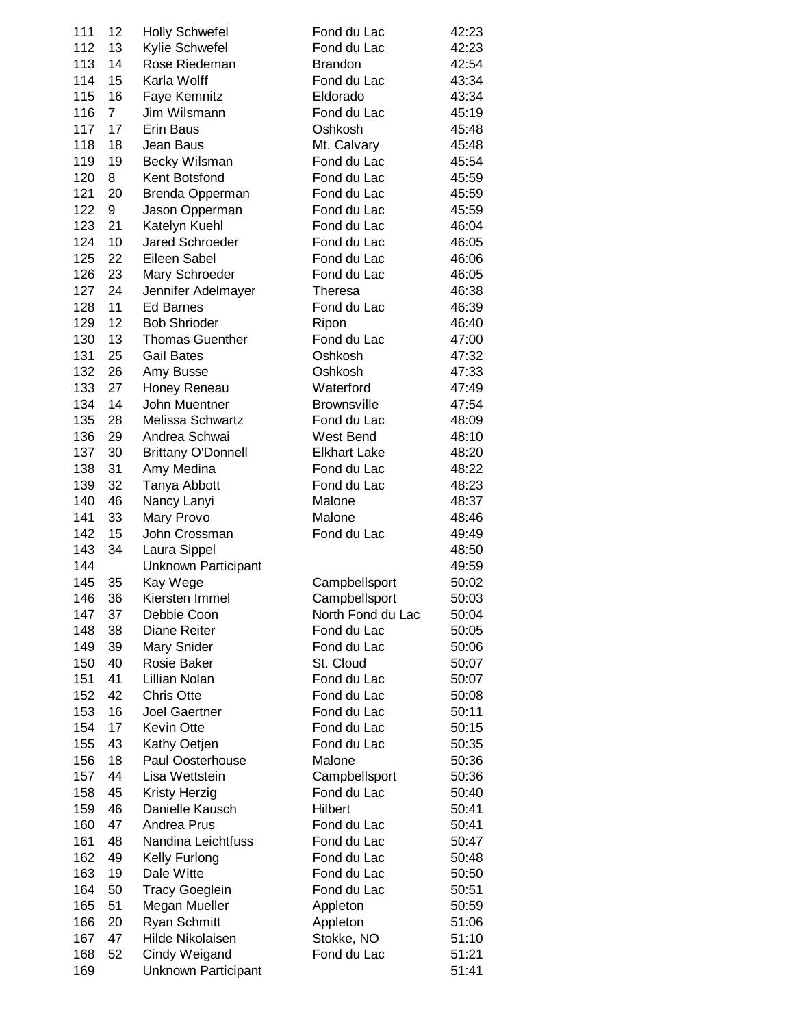| | | | | |
|---|---|---|---|---|
| 111 | 12 | Holly Schwefel | Fond du Lac | 42:23 |
| 112 | 13 | Kylie Schwefel | Fond du Lac | 42:23 |
| 113 | 14 | Rose Riedeman | Brandon | 42:54 |
| 114 | 15 | Karla Wolff | Fond du Lac | 43:34 |
| 115 | 16 | Faye Kemnitz | Eldorado | 43:34 |
| 116 | 7 | Jim Wilsmann | Fond du Lac | 45:19 |
| 117 | 17 | Erin Baus | Oshkosh | 45:48 |
| 118 | 18 | Jean Baus | Mt. Calvary | 45:48 |
| 119 | 19 | Becky Wilsman | Fond du Lac | 45:54 |
| 120 | 8 | Kent Botsfond | Fond du Lac | 45:59 |
| 121 | 20 | Brenda Opperman | Fond du Lac | 45:59 |
| 122 | 9 | Jason Opperman | Fond du Lac | 45:59 |
| 123 | 21 | Katelyn Kuehl | Fond du Lac | 46:04 |
| 124 | 10 | Jared Schroeder | Fond du Lac | 46:05 |
| 125 | 22 | Eileen Sabel | Fond du Lac | 46:06 |
| 126 | 23 | Mary Schroeder | Fond du Lac | 46:05 |
| 127 | 24 | Jennifer Adelmayer | Theresa | 46:38 |
| 128 | 11 | Ed Barnes | Fond du Lac | 46:39 |
| 129 | 12 | Bob Shrioder | Ripon | 46:40 |
| 130 | 13 | Thomas Guenther | Fond du Lac | 47:00 |
| 131 | 25 | Gail Bates | Oshkosh | 47:32 |
| 132 | 26 | Amy Busse | Oshkosh | 47:33 |
| 133 | 27 | Honey Reneau | Waterford | 47:49 |
| 134 | 14 | John Muentner | Brownsville | 47:54 |
| 135 | 28 | Melissa Schwartz | Fond du Lac | 48:09 |
| 136 | 29 | Andrea Schwai | West Bend | 48:10 |
| 137 | 30 | Brittany O'Donnell | Elkhart Lake | 48:20 |
| 138 | 31 | Amy Medina | Fond du Lac | 48:22 |
| 139 | 32 | Tanya Abbott | Fond du Lac | 48:23 |
| 140 | 46 | Nancy Lanyi | Malone | 48:37 |
| 141 | 33 | Mary Provo | Malone | 48:46 |
| 142 | 15 | John Crossman | Fond du Lac | 49:49 |
| 143 | 34 | Laura Sippel | | 48:50 |
| 144 | | Unknown Participant | | 49:59 |
| 145 | 35 | Kay Wege | Campbellsport | 50:02 |
| 146 | 36 | Kiersten Immel | Campbellsport | 50:03 |
| 147 | 37 | Debbie Coon | North Fond du Lac | 50:04 |
| 148 | 38 | Diane Reiter | Fond du Lac | 50:05 |
| 149 | 39 | Mary Snider | Fond du Lac | 50:06 |
| 150 | 40 | Rosie Baker | St. Cloud | 50:07 |
| 151 | 41 | Lillian Nolan | Fond du Lac | 50:07 |
| 152 | 42 | Chris Otte | Fond du Lac | 50:08 |
| 153 | 16 | Joel Gaertner | Fond du Lac | 50:11 |
| 154 | 17 | Kevin Otte | Fond du Lac | 50:15 |
| 155 | 43 | Kathy Oetjen | Fond du Lac | 50:35 |
| 156 | 18 | Paul Oosterhouse | Malone | 50:36 |
| 157 | 44 | Lisa Wettstein | Campbellsport | 50:36 |
| 158 | 45 | Kristy Herzig | Fond du Lac | 50:40 |
| 159 | 46 | Danielle Kausch | Hilbert | 50:41 |
| 160 | 47 | Andrea Prus | Fond du Lac | 50:41 |
| 161 | 48 | Nandina Leichtfuss | Fond du Lac | 50:47 |
| 162 | 49 | Kelly Furlong | Fond du Lac | 50:48 |
| 163 | 19 | Dale Witte | Fond du Lac | 50:50 |
| 164 | 50 | Tracy Goeglein | Fond du Lac | 50:51 |
| 165 | 51 | Megan Mueller | Appleton | 50:59 |
| 166 | 20 | Ryan Schmitt | Appleton | 51:06 |
| 167 | 47 | Hilde Nikolaisen | Stokke, NO | 51:10 |
| 168 | 52 | Cindy Weigand | Fond du Lac | 51:21 |
| 169 | | Unknown Participant | | 51:41 |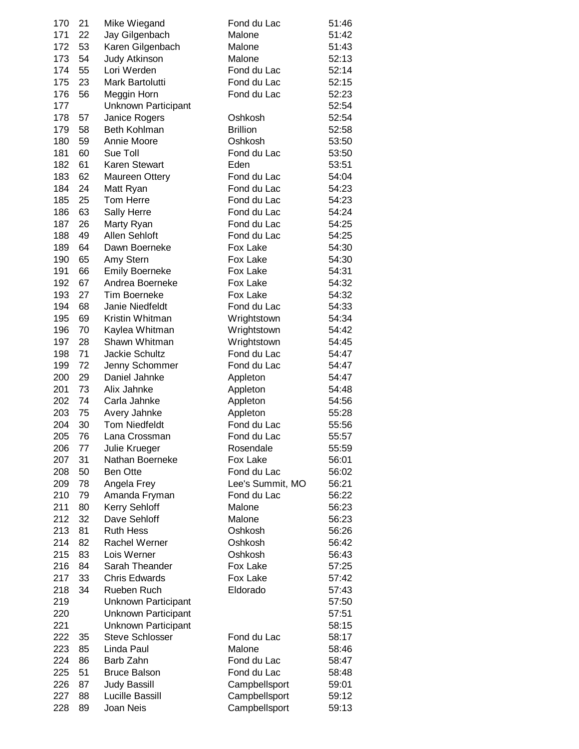| | | | | |
|---|---|---|---|---|
| 170 | 21 | Mike Wiegand | Fond du Lac | 51:46 |
| 171 | 22 | Jay Gilgenbach | Malone | 51:42 |
| 172 | 53 | Karen Gilgenbach | Malone | 51:43 |
| 173 | 54 | Judy Atkinson | Malone | 52:13 |
| 174 | 55 | Lori Werden | Fond du Lac | 52:14 |
| 175 | 23 | Mark Bartolutti | Fond du Lac | 52:15 |
| 176 | 56 | Meggin Horn | Fond du Lac | 52:23 |
| 177 | | Unknown Participant | | 52:54 |
| 178 | 57 | Janice Rogers | Oshkosh | 52:54 |
| 179 | 58 | Beth Kohlman | Brillion | 52:58 |
| 180 | 59 | Annie Moore | Oshkosh | 53:50 |
| 181 | 60 | Sue Toll | Fond du Lac | 53:50 |
| 182 | 61 | Karen Stewart | Eden | 53:51 |
| 183 | 62 | Maureen Ottery | Fond du Lac | 54:04 |
| 184 | 24 | Matt Ryan | Fond du Lac | 54:23 |
| 185 | 25 | Tom Herre | Fond du Lac | 54:23 |
| 186 | 63 | Sally Herre | Fond du Lac | 54:24 |
| 187 | 26 | Marty Ryan | Fond du Lac | 54:25 |
| 188 | 49 | Allen Sehloft | Fond du Lac | 54:25 |
| 189 | 64 | Dawn Boerneke | Fox Lake | 54:30 |
| 190 | 65 | Amy Stern | Fox Lake | 54:30 |
| 191 | 66 | Emily Boerneke | Fox Lake | 54:31 |
| 192 | 67 | Andrea Boerneke | Fox Lake | 54:32 |
| 193 | 27 | Tim Boerneke | Fox Lake | 54:32 |
| 194 | 68 | Janie Niedfeldt | Fond du Lac | 54:33 |
| 195 | 69 | Kristin Whitman | Wrightstown | 54:34 |
| 196 | 70 | Kaylea Whitman | Wrightstown | 54:42 |
| 197 | 28 | Shawn Whitman | Wrightstown | 54:45 |
| 198 | 71 | Jackie Schultz | Fond du Lac | 54:47 |
| 199 | 72 | Jenny Schommer | Fond du Lac | 54:47 |
| 200 | 29 | Daniel Jahnke | Appleton | 54:47 |
| 201 | 73 | Alix Jahnke | Appleton | 54:48 |
| 202 | 74 | Carla Jahnke | Appleton | 54:56 |
| 203 | 75 | Avery Jahnke | Appleton | 55:28 |
| 204 | 30 | Tom Niedfeldt | Fond du Lac | 55:56 |
| 205 | 76 | Lana Crossman | Fond du Lac | 55:57 |
| 206 | 77 | Julie Krueger | Rosendale | 55:59 |
| 207 | 31 | Nathan Boerneke | Fox Lake | 56:01 |
| 208 | 50 | Ben Otte | Fond du Lac | 56:02 |
| 209 | 78 | Angela Frey | Lee's Summit, MO | 56:21 |
| 210 | 79 | Amanda Fryman | Fond du Lac | 56:22 |
| 211 | 80 | Kerry Sehloff | Malone | 56:23 |
| 212 | 32 | Dave Sehloff | Malone | 56:23 |
| 213 | 81 | Ruth Hess | Oshkosh | 56:26 |
| 214 | 82 | Rachel Werner | Oshkosh | 56:42 |
| 215 | 83 | Lois Werner | Oshkosh | 56:43 |
| 216 | 84 | Sarah Theander | Fox Lake | 57:25 |
| 217 | 33 | Chris Edwards | Fox Lake | 57:42 |
| 218 | 34 | Rueben Ruch | Eldorado | 57:43 |
| 219 | | Unknown Participant | | 57:50 |
| 220 | | Unknown Participant | | 57:51 |
| 221 | | Unknown Participant | | 58:15 |
| 222 | 35 | Steve Schlosser | Fond du Lac | 58:17 |
| 223 | 85 | Linda Paul | Malone | 58:46 |
| 224 | 86 | Barb Zahn | Fond du Lac | 58:47 |
| 225 | 51 | Bruce Balson | Fond du Lac | 58:48 |
| 226 | 87 | Judy Bassill | Campbellsport | 59:01 |
| 227 | 88 | Lucille Bassill | Campbellsport | 59:12 |
| 228 | 89 | Joan Neis | Campbellsport | 59:13 |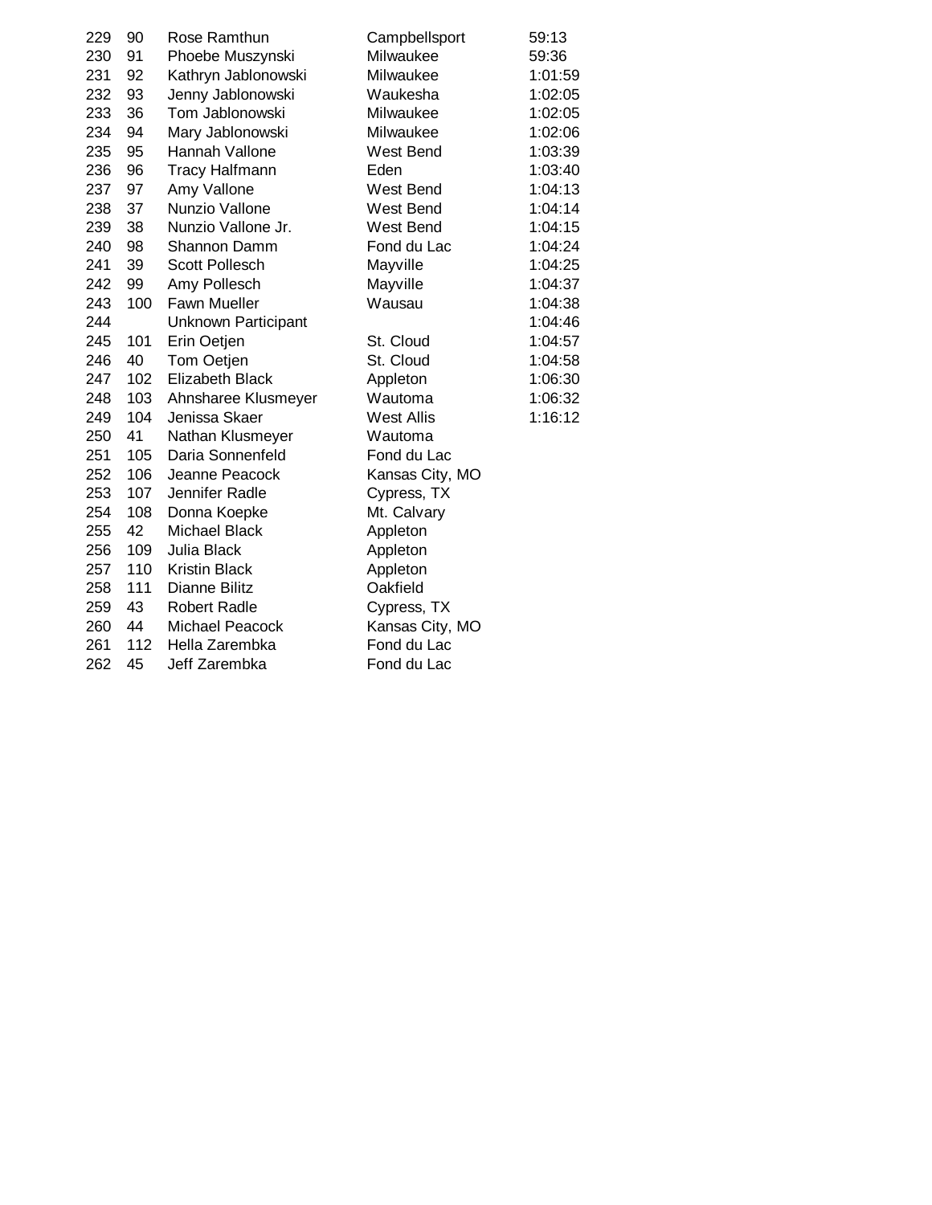| | | | | |
|---|---|---|---|---|
| 229 | 90 | Rose Ramthun | Campbellsport | 59:13 |
| 230 | 91 | Phoebe Muszynski | Milwaukee | 59:36 |
| 231 | 92 | Kathryn Jablonowski | Milwaukee | 1:01:59 |
| 232 | 93 | Jenny Jablonowski | Waukesha | 1:02:05 |
| 233 | 36 | Tom Jablonowski | Milwaukee | 1:02:05 |
| 234 | 94 | Mary Jablonowski | Milwaukee | 1:02:06 |
| 235 | 95 | Hannah Vallone | West Bend | 1:03:39 |
| 236 | 96 | Tracy Halfmann | Eden | 1:03:40 |
| 237 | 97 | Amy Vallone | West Bend | 1:04:13 |
| 238 | 37 | Nunzio Vallone | West Bend | 1:04:14 |
| 239 | 38 | Nunzio Vallone Jr. | West Bend | 1:04:15 |
| 240 | 98 | Shannon Damm | Fond du Lac | 1:04:24 |
| 241 | 39 | Scott Pollesch | Mayville | 1:04:25 |
| 242 | 99 | Amy Pollesch | Mayville | 1:04:37 |
| 243 | 100 | Fawn Mueller | Wausau | 1:04:38 |
| 244 | | Unknown Participant | | 1:04:46 |
| 245 | 101 | Erin Oetjen | St. Cloud | 1:04:57 |
| 246 | 40 | Tom Oetjen | St. Cloud | 1:04:58 |
| 247 | 102 | Elizabeth Black | Appleton | 1:06:30 |
| 248 | 103 | Ahnsharee Klusmeyer | Wautoma | 1:06:32 |
| 249 | 104 | Jenissa Skaer | West Allis | 1:16:12 |
| 250 | 41 | Nathan Klusmeyer | Wautoma | |
| 251 | 105 | Daria Sonnenfeld | Fond du Lac | |
| 252 | 106 | Jeanne Peacock | Kansas City, MO | |
| 253 | 107 | Jennifer Radle | Cypress, TX | |
| 254 | 108 | Donna Koepke | Mt. Calvary | |
| 255 | 42 | Michael Black | Appleton | |
| 256 | 109 | Julia Black | Appleton | |
| 257 | 110 | Kristin Black | Appleton | |
| 258 | 111 | Dianne Bilitz | Oakfield | |
| 259 | 43 | Robert Radle | Cypress, TX | |
| 260 | 44 | Michael Peacock | Kansas City, MO | |
| 261 | 112 | Hella Zarembka | Fond du Lac | |
| 262 | 45 | Jeff Zarembka | Fond du Lac | |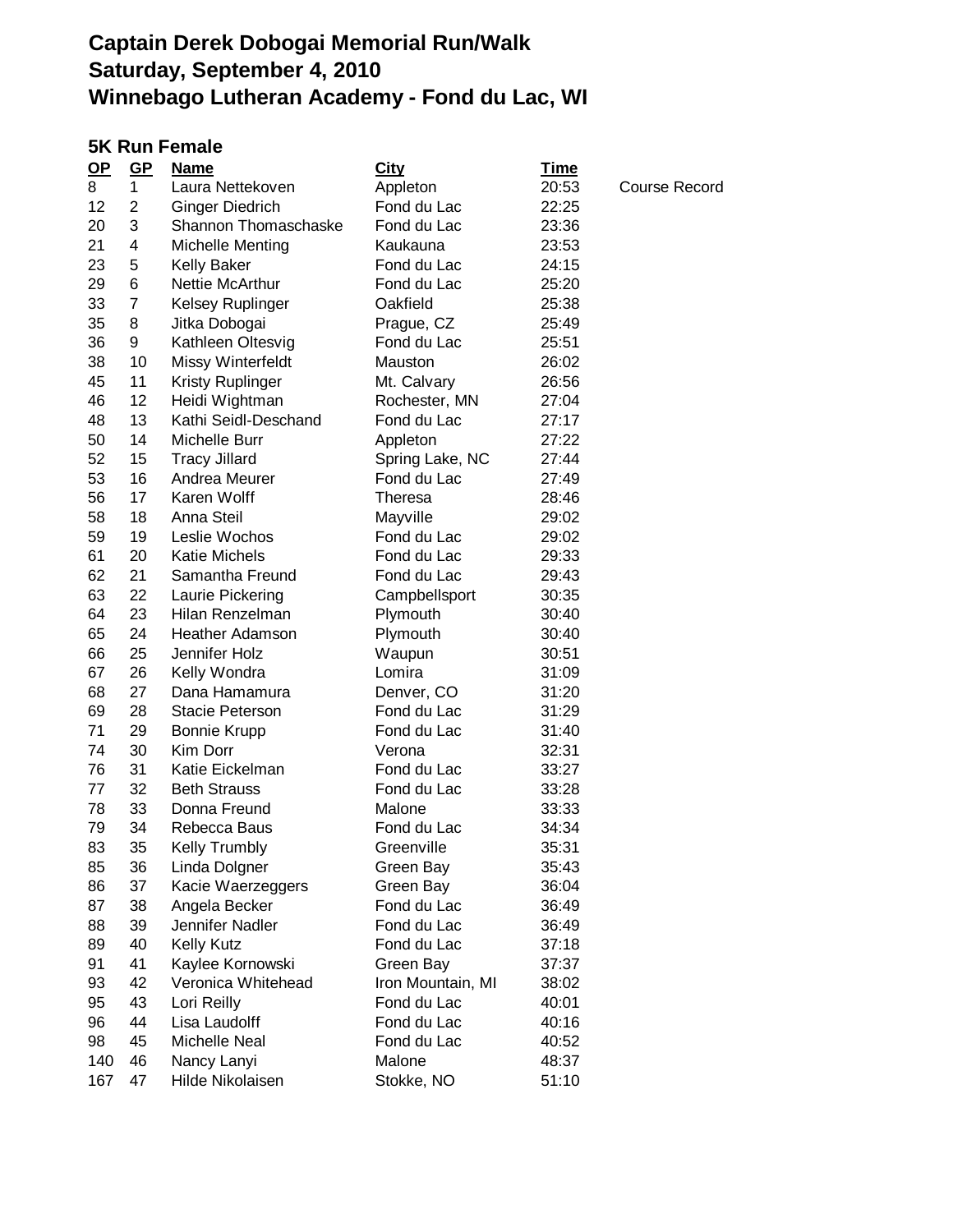# Captain Derek Dobogai Memorial Run/Walk
# Saturday, September 4, 2010
# Winnebago Lutheran Academy - Fond du Lac, WI

## 5K Run Female

| OP | GP | Name | City | Time | |
|---|---|---|---|---|---|
| 8 | 1 | Laura Nettekoven | Appleton | 20:53 | Course Record |
| 12 | 2 | Ginger Diedrich | Fond du Lac | 22:25 | |
| 20 | 3 | Shannon Thomaschaske | Fond du Lac | 23:36 | |
| 21 | 4 | Michelle Menting | Kaukauna | 23:53 | |
| 23 | 5 | Kelly Baker | Fond du Lac | 24:15 | |
| 29 | 6 | Nettie McArthur | Fond du Lac | 25:20 | |
| 33 | 7 | Kelsey Ruplinger | Oakfield | 25:38 | |
| 35 | 8 | Jitka Dobogai | Prague, CZ | 25:49 | |
| 36 | 9 | Kathleen Oltesvig | Fond du Lac | 25:51 | |
| 38 | 10 | Missy Winterfeldt | Mauston | 26:02 | |
| 45 | 11 | Kristy Ruplinger | Mt. Calvary | 26:56 | |
| 46 | 12 | Heidi Wightman | Rochester, MN | 27:04 | |
| 48 | 13 | Kathi Seidl-Deschand | Fond du Lac | 27:17 | |
| 50 | 14 | Michelle Burr | Appleton | 27:22 | |
| 52 | 15 | Tracy Jillard | Spring Lake, NC | 27:44 | |
| 53 | 16 | Andrea Meurer | Fond du Lac | 27:49 | |
| 56 | 17 | Karen Wolff | Theresa | 28:46 | |
| 58 | 18 | Anna Steil | Mayville | 29:02 | |
| 59 | 19 | Leslie Wochos | Fond du Lac | 29:02 | |
| 61 | 20 | Katie Michels | Fond du Lac | 29:33 | |
| 62 | 21 | Samantha Freund | Fond du Lac | 29:43 | |
| 63 | 22 | Laurie Pickering | Campbellsport | 30:35 | |
| 64 | 23 | Hilan Renzelman | Plymouth | 30:40 | |
| 65 | 24 | Heather Adamson | Plymouth | 30:40 | |
| 66 | 25 | Jennifer Holz | Waupun | 30:51 | |
| 67 | 26 | Kelly Wondra | Lomira | 31:09 | |
| 68 | 27 | Dana Hamamura | Denver, CO | 31:20 | |
| 69 | 28 | Stacie Peterson | Fond du Lac | 31:29 | |
| 71 | 29 | Bonnie Krupp | Fond du Lac | 31:40 | |
| 74 | 30 | Kim Dorr | Verona | 32:31 | |
| 76 | 31 | Katie Eickelman | Fond du Lac | 33:27 | |
| 77 | 32 | Beth Strauss | Fond du Lac | 33:28 | |
| 78 | 33 | Donna Freund | Malone | 33:33 | |
| 79 | 34 | Rebecca Baus | Fond du Lac | 34:34 | |
| 83 | 35 | Kelly Trumbly | Greenville | 35:31 | |
| 85 | 36 | Linda Dolgner | Green Bay | 35:43 | |
| 86 | 37 | Kacie Waerzeggers | Green Bay | 36:04 | |
| 87 | 38 | Angela Becker | Fond du Lac | 36:49 | |
| 88 | 39 | Jennifer Nadler | Fond du Lac | 36:49 | |
| 89 | 40 | Kelly Kutz | Fond du Lac | 37:18 | |
| 91 | 41 | Kaylee Kornowski | Green Bay | 37:37 | |
| 93 | 42 | Veronica Whitehead | Iron Mountain, MI | 38:02 | |
| 95 | 43 | Lori Reilly | Fond du Lac | 40:01 | |
| 96 | 44 | Lisa Laudolff | Fond du Lac | 40:16 | |
| 98 | 45 | Michelle Neal | Fond du Lac | 40:52 | |
| 140 | 46 | Nancy Lanyi | Malone | 48:37 | |
| 167 | 47 | Hilde Nikolaisen | Stokke, NO | 51:10 | |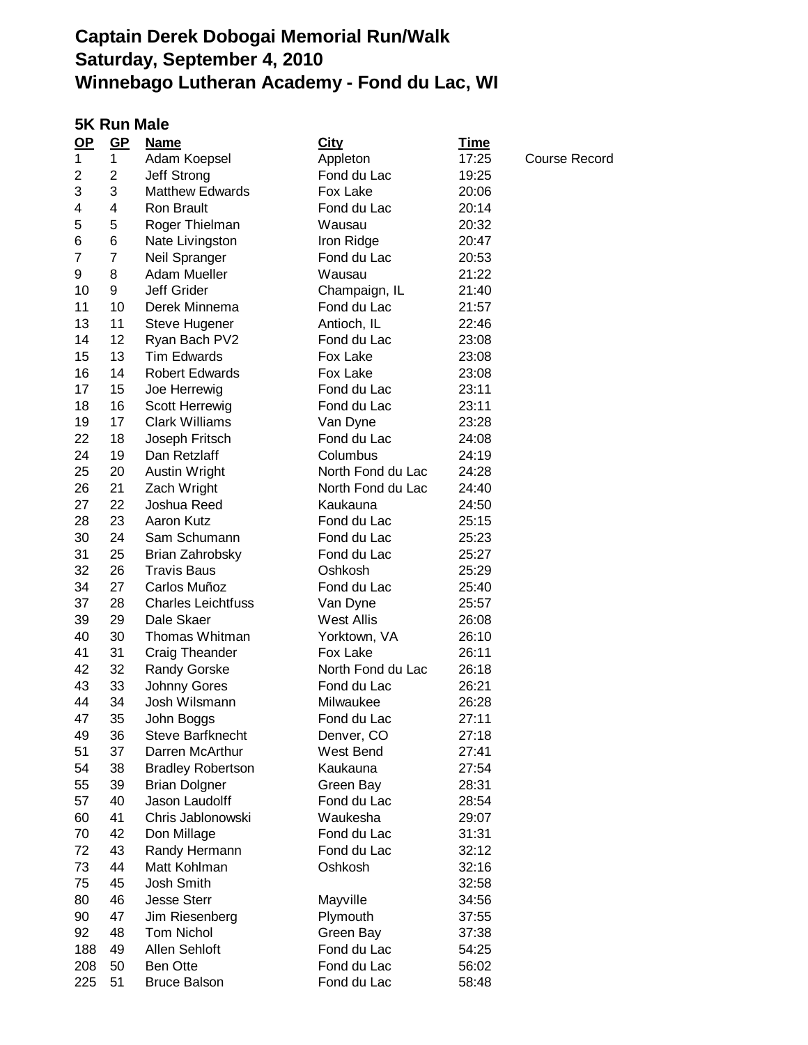# Captain Derek Dobogai Memorial Run/Walk
# Saturday, September 4, 2010
# Winnebago Lutheran Academy - Fond du Lac, WI

## 5K Run Male

| OP | GP | Name | City | Time | |
|---|---|---|---|---|---|
| 1 | 1 | Adam Koepsel | Appleton | 17:25 | Course Record |
| 2 | 2 | Jeff Strong | Fond du Lac | 19:25 | |
| 3 | 3 | Matthew Edwards | Fox Lake | 20:06 | |
| 4 | 4 | Ron Brault | Fond du Lac | 20:14 | |
| 5 | 5 | Roger Thielman | Wausau | 20:32 | |
| 6 | 6 | Nate Livingston | Iron Ridge | 20:47 | |
| 7 | 7 | Neil Spranger | Fond du Lac | 20:53 | |
| 9 | 8 | Adam Mueller | Wausau | 21:22 | |
| 10 | 9 | Jeff Grider | Champaign, IL | 21:40 | |
| 11 | 10 | Derek Minnema | Fond du Lac | 21:57 | |
| 13 | 11 | Steve Hugener | Antioch, IL | 22:46 | |
| 14 | 12 | Ryan Bach PV2 | Fond du Lac | 23:08 | |
| 15 | 13 | Tim Edwards | Fox Lake | 23:08 | |
| 16 | 14 | Robert Edwards | Fox Lake | 23:08 | |
| 17 | 15 | Joe Herrewig | Fond du Lac | 23:11 | |
| 18 | 16 | Scott Herrewig | Fond du Lac | 23:11 | |
| 19 | 17 | Clark Williams | Van Dyne | 23:28 | |
| 22 | 18 | Joseph Fritsch | Fond du Lac | 24:08 | |
| 24 | 19 | Dan Retzlaff | Columbus | 24:19 | |
| 25 | 20 | Austin Wright | North Fond du Lac | 24:28 | |
| 26 | 21 | Zach Wright | North Fond du Lac | 24:40 | |
| 27 | 22 | Joshua Reed | Kaukauna | 24:50 | |
| 28 | 23 | Aaron Kutz | Fond du Lac | 25:15 | |
| 30 | 24 | Sam Schumann | Fond du Lac | 25:23 | |
| 31 | 25 | Brian Zahrobsky | Fond du Lac | 25:27 | |
| 32 | 26 | Travis Baus | Oshkosh | 25:29 | |
| 34 | 27 | Carlos Muñoz | Fond du Lac | 25:40 | |
| 37 | 28 | Charles Leichtfuss | Van Dyne | 25:57 | |
| 39 | 29 | Dale Skaer | West Allis | 26:08 | |
| 40 | 30 | Thomas Whitman | Yorktown, VA | 26:10 | |
| 41 | 31 | Craig Theander | Fox Lake | 26:11 | |
| 42 | 32 | Randy Gorske | North Fond du Lac | 26:18 | |
| 43 | 33 | Johnny Gores | Fond du Lac | 26:21 | |
| 44 | 34 | Josh Wilsmann | Milwaukee | 26:28 | |
| 47 | 35 | John Boggs | Fond du Lac | 27:11 | |
| 49 | 36 | Steve Barfknecht | Denver, CO | 27:18 | |
| 51 | 37 | Darren McArthur | West Bend | 27:41 | |
| 54 | 38 | Bradley Robertson | Kaukauna | 27:54 | |
| 55 | 39 | Brian Dolgner | Green Bay | 28:31 | |
| 57 | 40 | Jason Laudolff | Fond du Lac | 28:54 | |
| 60 | 41 | Chris Jablonowski | Waukesha | 29:07 | |
| 70 | 42 | Don Millage | Fond du Lac | 31:31 | |
| 72 | 43 | Randy Hermann | Fond du Lac | 32:12 | |
| 73 | 44 | Matt Kohlman | Oshkosh | 32:16 | |
| 75 | 45 | Josh Smith | | 32:58 | |
| 80 | 46 | Jesse Sterr | Mayville | 34:56 | |
| 90 | 47 | Jim Riesenberg | Plymouth | 37:55 | |
| 92 | 48 | Tom Nichol | Green Bay | 37:38 | |
| 188 | 49 | Allen Sehloft | Fond du Lac | 54:25 | |
| 208 | 50 | Ben Otte | Fond du Lac | 56:02 | |
| 225 | 51 | Bruce Balson | Fond du Lac | 58:48 | |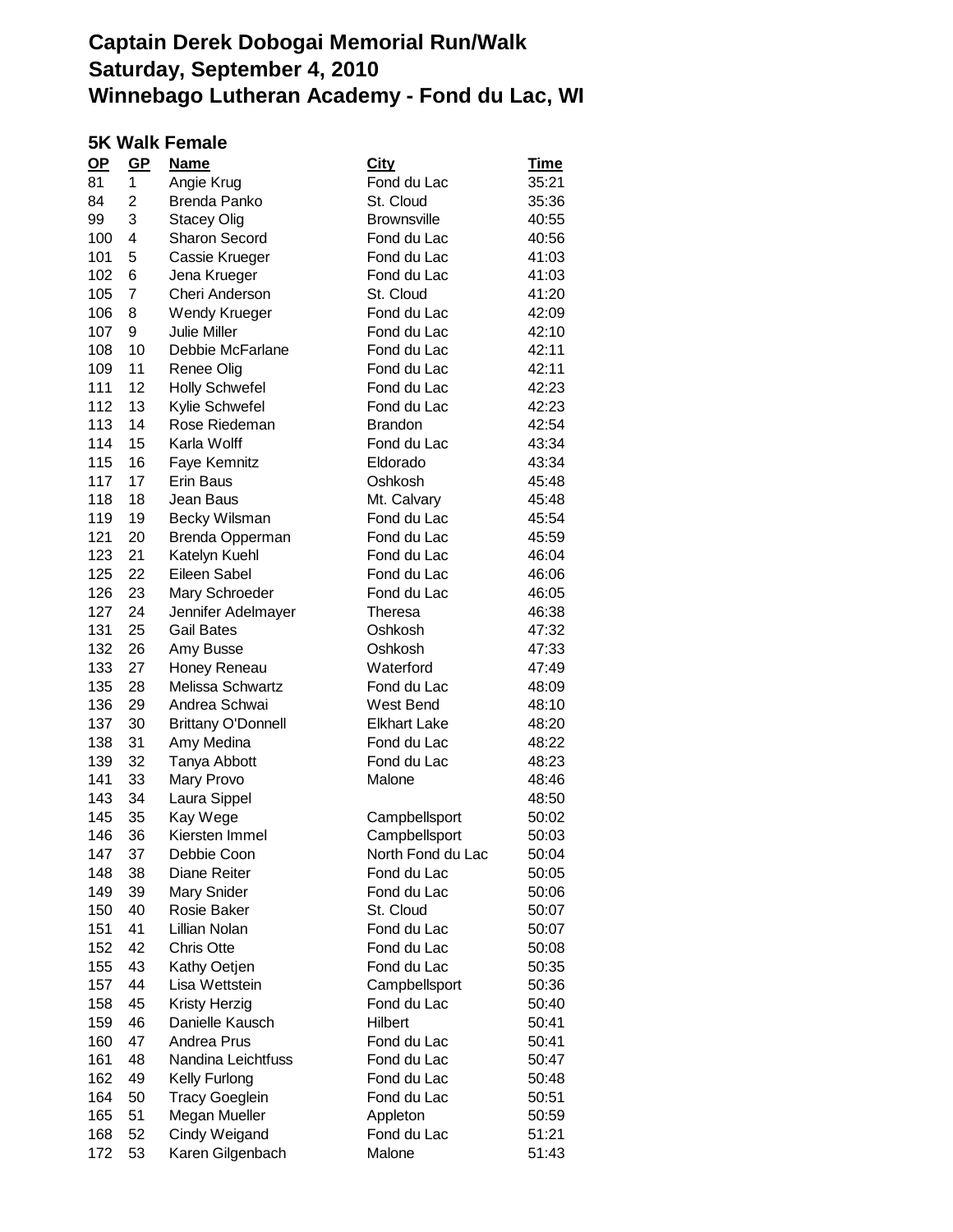# Captain Derek Dobogai Memorial Run/Walk
# Saturday, September 4, 2010
# Winnebago Lutheran Academy - Fond du Lac, WI

## 5K Walk Female

| OP | GP | Name | City | Time |
|---|---|---|---|---|
| 81 | 1 | Angie Krug | Fond du Lac | 35:21 |
| 84 | 2 | Brenda Panko | St. Cloud | 35:36 |
| 99 | 3 | Stacey Olig | Brownsville | 40:55 |
| 100 | 4 | Sharon Secord | Fond du Lac | 40:56 |
| 101 | 5 | Cassie Krueger | Fond du Lac | 41:03 |
| 102 | 6 | Jena Krueger | Fond du Lac | 41:03 |
| 105 | 7 | Cheri Anderson | St. Cloud | 41:20 |
| 106 | 8 | Wendy Krueger | Fond du Lac | 42:09 |
| 107 | 9 | Julie Miller | Fond du Lac | 42:10 |
| 108 | 10 | Debbie McFarlane | Fond du Lac | 42:11 |
| 109 | 11 | Renee Olig | Fond du Lac | 42:11 |
| 111 | 12 | Holly Schwefel | Fond du Lac | 42:23 |
| 112 | 13 | Kylie Schwefel | Fond du Lac | 42:23 |
| 113 | 14 | Rose Riedeman | Brandon | 42:54 |
| 114 | 15 | Karla Wolff | Fond du Lac | 43:34 |
| 115 | 16 | Faye Kemnitz | Eldorado | 43:34 |
| 117 | 17 | Erin Baus | Oshkosh | 45:48 |
| 118 | 18 | Jean Baus | Mt. Calvary | 45:48 |
| 119 | 19 | Becky Wilsman | Fond du Lac | 45:54 |
| 121 | 20 | Brenda Opperman | Fond du Lac | 45:59 |
| 123 | 21 | Katelyn Kuehl | Fond du Lac | 46:04 |
| 125 | 22 | Eileen Sabel | Fond du Lac | 46:06 |
| 126 | 23 | Mary Schroeder | Fond du Lac | 46:05 |
| 127 | 24 | Jennifer Adelmayer | Theresa | 46:38 |
| 131 | 25 | Gail Bates | Oshkosh | 47:32 |
| 132 | 26 | Amy Busse | Oshkosh | 47:33 |
| 133 | 27 | Honey Reneau | Waterford | 47:49 |
| 135 | 28 | Melissa Schwartz | Fond du Lac | 48:09 |
| 136 | 29 | Andrea Schwai | West Bend | 48:10 |
| 137 | 30 | Brittany O'Donnell | Elkhart Lake | 48:20 |
| 138 | 31 | Amy Medina | Fond du Lac | 48:22 |
| 139 | 32 | Tanya Abbott | Fond du Lac | 48:23 |
| 141 | 33 | Mary Provo | Malone | 48:46 |
| 143 | 34 | Laura Sippel | | 48:50 |
| 145 | 35 | Kay Wege | Campbellsport | 50:02 |
| 146 | 36 | Kiersten Immel | Campbellsport | 50:03 |
| 147 | 37 | Debbie Coon | North Fond du Lac | 50:04 |
| 148 | 38 | Diane Reiter | Fond du Lac | 50:05 |
| 149 | 39 | Mary Snider | Fond du Lac | 50:06 |
| 150 | 40 | Rosie Baker | St. Cloud | 50:07 |
| 151 | 41 | Lillian Nolan | Fond du Lac | 50:07 |
| 152 | 42 | Chris Otte | Fond du Lac | 50:08 |
| 155 | 43 | Kathy Oetjen | Fond du Lac | 50:35 |
| 157 | 44 | Lisa Wettstein | Campbellsport | 50:36 |
| 158 | 45 | Kristy Herzig | Fond du Lac | 50:40 |
| 159 | 46 | Danielle Kausch | Hilbert | 50:41 |
| 160 | 47 | Andrea Prus | Fond du Lac | 50:41 |
| 161 | 48 | Nandina Leichtfuss | Fond du Lac | 50:47 |
| 162 | 49 | Kelly Furlong | Fond du Lac | 50:48 |
| 164 | 50 | Tracy Goeglein | Fond du Lac | 50:51 |
| 165 | 51 | Megan Mueller | Appleton | 50:59 |
| 168 | 52 | Cindy Weigand | Fond du Lac | 51:21 |
| 172 | 53 | Karen Gilgenbach | Malone | 51:43 |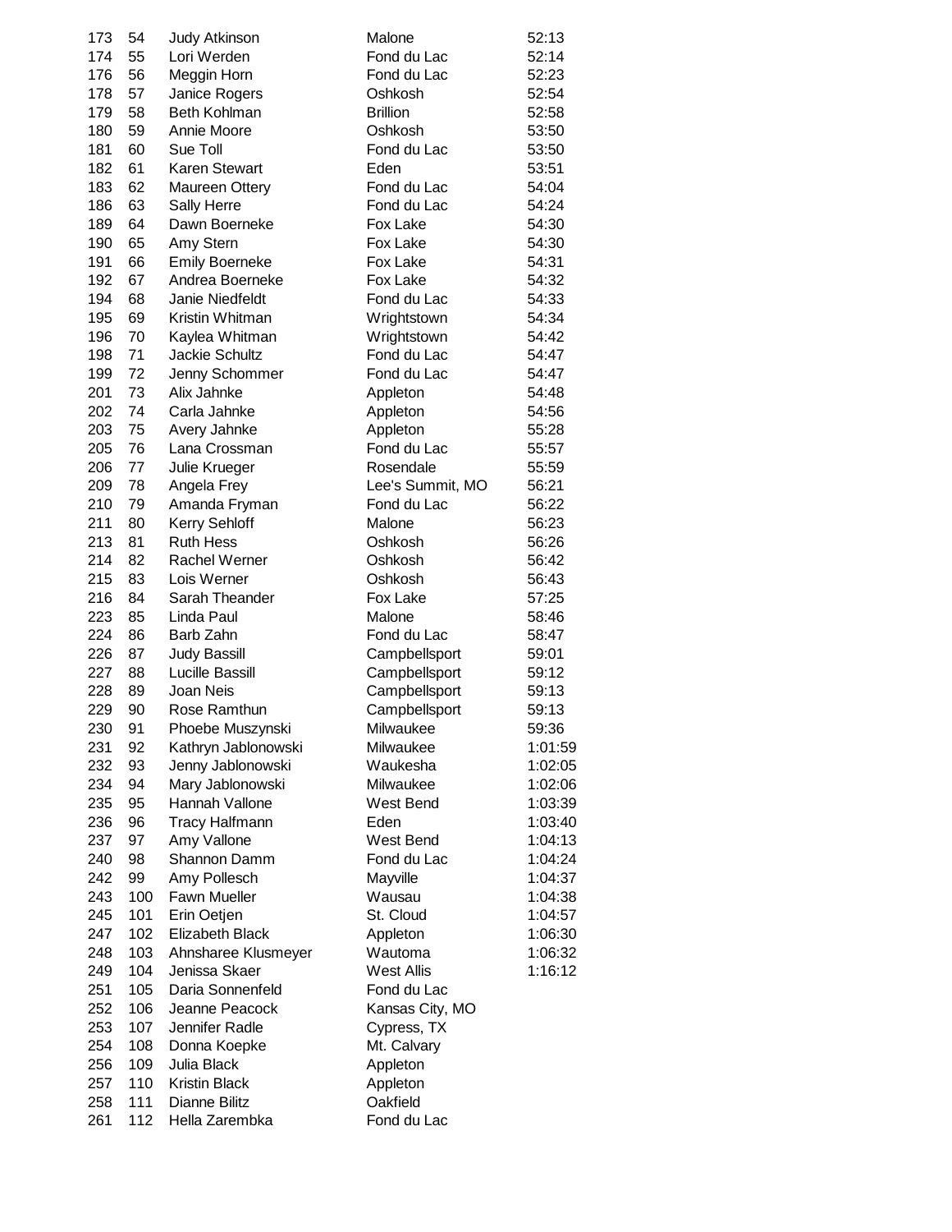| | | | | |
|---|---|---|---|---|
| 173 | 54 | Judy Atkinson | Malone | 52:13 |
| 174 | 55 | Lori Werden | Fond du Lac | 52:14 |
| 176 | 56 | Meggin Horn | Fond du Lac | 52:23 |
| 178 | 57 | Janice Rogers | Oshkosh | 52:54 |
| 179 | 58 | Beth Kohlman | Brillion | 52:58 |
| 180 | 59 | Annie Moore | Oshkosh | 53:50 |
| 181 | 60 | Sue Toll | Fond du Lac | 53:50 |
| 182 | 61 | Karen Stewart | Eden | 53:51 |
| 183 | 62 | Maureen Ottery | Fond du Lac | 54:04 |
| 186 | 63 | Sally Herre | Fond du Lac | 54:24 |
| 189 | 64 | Dawn Boerneke | Fox Lake | 54:30 |
| 190 | 65 | Amy Stern | Fox Lake | 54:30 |
| 191 | 66 | Emily Boerneke | Fox Lake | 54:31 |
| 192 | 67 | Andrea Boerneke | Fox Lake | 54:32 |
| 194 | 68 | Janie Niedfeldt | Fond du Lac | 54:33 |
| 195 | 69 | Kristin Whitman | Wrightstown | 54:34 |
| 196 | 70 | Kaylea Whitman | Wrightstown | 54:42 |
| 198 | 71 | Jackie Schultz | Fond du Lac | 54:47 |
| 199 | 72 | Jenny Schommer | Fond du Lac | 54:47 |
| 201 | 73 | Alix Jahnke | Appleton | 54:48 |
| 202 | 74 | Carla Jahnke | Appleton | 54:56 |
| 203 | 75 | Avery Jahnke | Appleton | 55:28 |
| 205 | 76 | Lana Crossman | Fond du Lac | 55:57 |
| 206 | 77 | Julie Krueger | Rosendale | 55:59 |
| 209 | 78 | Angela Frey | Lee's Summit, MO | 56:21 |
| 210 | 79 | Amanda Fryman | Fond du Lac | 56:22 |
| 211 | 80 | Kerry Sehloff | Malone | 56:23 |
| 213 | 81 | Ruth Hess | Oshkosh | 56:26 |
| 214 | 82 | Rachel Werner | Oshkosh | 56:42 |
| 215 | 83 | Lois Werner | Oshkosh | 56:43 |
| 216 | 84 | Sarah Theander | Fox Lake | 57:25 |
| 223 | 85 | Linda Paul | Malone | 58:46 |
| 224 | 86 | Barb Zahn | Fond du Lac | 58:47 |
| 226 | 87 | Judy Bassill | Campbellsport | 59:01 |
| 227 | 88 | Lucille Bassill | Campbellsport | 59:12 |
| 228 | 89 | Joan Neis | Campbellsport | 59:13 |
| 229 | 90 | Rose Ramthun | Campbellsport | 59:13 |
| 230 | 91 | Phoebe Muszynski | Milwaukee | 59:36 |
| 231 | 92 | Kathryn Jablonowski | Milwaukee | 1:01:59 |
| 232 | 93 | Jenny Jablonowski | Waukesha | 1:02:05 |
| 234 | 94 | Mary Jablonowski | Milwaukee | 1:02:06 |
| 235 | 95 | Hannah Vallone | West Bend | 1:03:39 |
| 236 | 96 | Tracy Halfmann | Eden | 1:03:40 |
| 237 | 97 | Amy Vallone | West Bend | 1:04:13 |
| 240 | 98 | Shannon Damm | Fond du Lac | 1:04:24 |
| 242 | 99 | Amy Pollesch | Mayville | 1:04:37 |
| 243 | 100 | Fawn Mueller | Wausau | 1:04:38 |
| 245 | 101 | Erin Oetjen | St. Cloud | 1:04:57 |
| 247 | 102 | Elizabeth Black | Appleton | 1:06:30 |
| 248 | 103 | Ahnsharee Klusmeyer | Wautoma | 1:06:32 |
| 249 | 104 | Jenissa Skaer | West Allis | 1:16:12 |
| 251 | 105 | Daria Sonnenfeld | Fond du Lac | |
| 252 | 106 | Jeanne Peacock | Kansas City, MO | |
| 253 | 107 | Jennifer Radle | Cypress, TX | |
| 254 | 108 | Donna Koepke | Mt. Calvary | |
| 256 | 109 | Julia Black | Appleton | |
| 257 | 110 | Kristin Black | Appleton | |
| 258 | 111 | Dianne Bilitz | Oakfield | |
| 261 | 112 | Hella Zarembka | Fond du Lac | |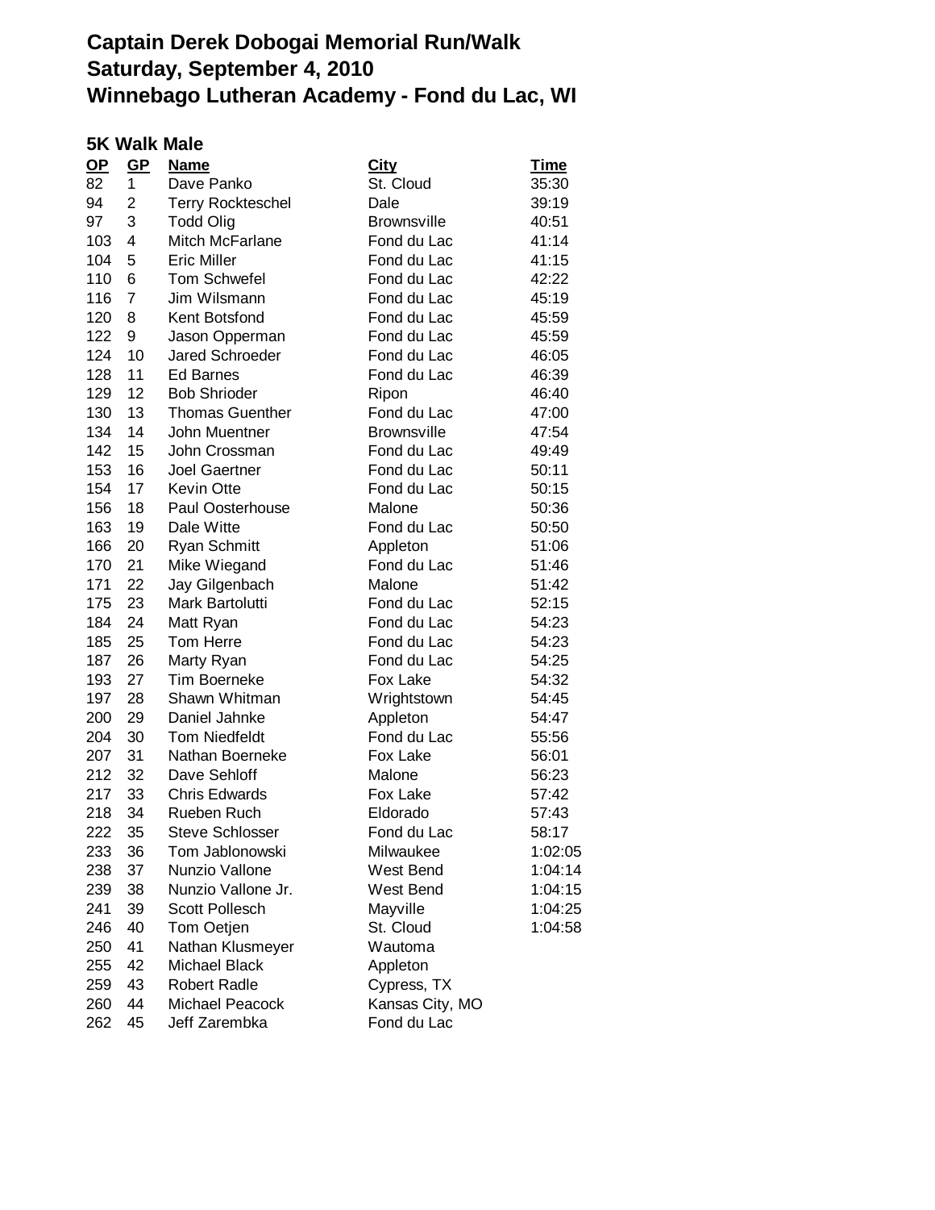# Captain Derek Dobogai Memorial Run/Walk
# Saturday, September 4, 2010
# Winnebago Lutheran Academy - Fond du Lac, WI

## 5K Walk Male

| OP | GP | Name | City | Time |
|---|---|---|---|---|
| 82 | 1 | Dave Panko | St. Cloud | 35:30 |
| 94 | 2 | Terry Rockteschel | Dale | 39:19 |
| 97 | 3 | Todd Olig | Brownsville | 40:51 |
| 103 | 4 | Mitch McFarlane | Fond du Lac | 41:14 |
| 104 | 5 | Eric Miller | Fond du Lac | 41:15 |
| 110 | 6 | Tom Schwefel | Fond du Lac | 42:22 |
| 116 | 7 | Jim Wilsmann | Fond du Lac | 45:19 |
| 120 | 8 | Kent Botsfond | Fond du Lac | 45:59 |
| 122 | 9 | Jason Opperman | Fond du Lac | 45:59 |
| 124 | 10 | Jared Schroeder | Fond du Lac | 46:05 |
| 128 | 11 | Ed Barnes | Fond du Lac | 46:39 |
| 129 | 12 | Bob Shrioder | Ripon | 46:40 |
| 130 | 13 | Thomas Guenther | Fond du Lac | 47:00 |
| 134 | 14 | John Muentner | Brownsville | 47:54 |
| 142 | 15 | John Crossman | Fond du Lac | 49:49 |
| 153 | 16 | Joel Gaertner | Fond du Lac | 50:11 |
| 154 | 17 | Kevin Otte | Fond du Lac | 50:15 |
| 156 | 18 | Paul Oosterhouse | Malone | 50:36 |
| 163 | 19 | Dale Witte | Fond du Lac | 50:50 |
| 166 | 20 | Ryan Schmitt | Appleton | 51:06 |
| 170 | 21 | Mike Wiegand | Fond du Lac | 51:46 |
| 171 | 22 | Jay Gilgenbach | Malone | 51:42 |
| 175 | 23 | Mark Bartolutti | Fond du Lac | 52:15 |
| 184 | 24 | Matt Ryan | Fond du Lac | 54:23 |
| 185 | 25 | Tom Herre | Fond du Lac | 54:23 |
| 187 | 26 | Marty Ryan | Fond du Lac | 54:25 |
| 193 | 27 | Tim Boerneke | Fox Lake | 54:32 |
| 197 | 28 | Shawn Whitman | Wrightstown | 54:45 |
| 200 | 29 | Daniel Jahnke | Appleton | 54:47 |
| 204 | 30 | Tom Niedfeldt | Fond du Lac | 55:56 |
| 207 | 31 | Nathan Boerneke | Fox Lake | 56:01 |
| 212 | 32 | Dave Sehloff | Malone | 56:23 |
| 217 | 33 | Chris Edwards | Fox Lake | 57:42 |
| 218 | 34 | Rueben Ruch | Eldorado | 57:43 |
| 222 | 35 | Steve Schlosser | Fond du Lac | 58:17 |
| 233 | 36 | Tom Jablonowski | Milwaukee | 1:02:05 |
| 238 | 37 | Nunzio Vallone | West Bend | 1:04:14 |
| 239 | 38 | Nunzio Vallone Jr. | West Bend | 1:04:15 |
| 241 | 39 | Scott Pollesch | Mayville | 1:04:25 |
| 246 | 40 | Tom Oetjen | St. Cloud | 1:04:58 |
| 250 | 41 | Nathan Klusmeyer | Wautoma | |
| 255 | 42 | Michael Black | Appleton | |
| 259 | 43 | Robert Radle | Cypress, TX | |
| 260 | 44 | Michael Peacock | Kansas City, MO | |
| 262 | 45 | Jeff Zarembka | Fond du Lac | |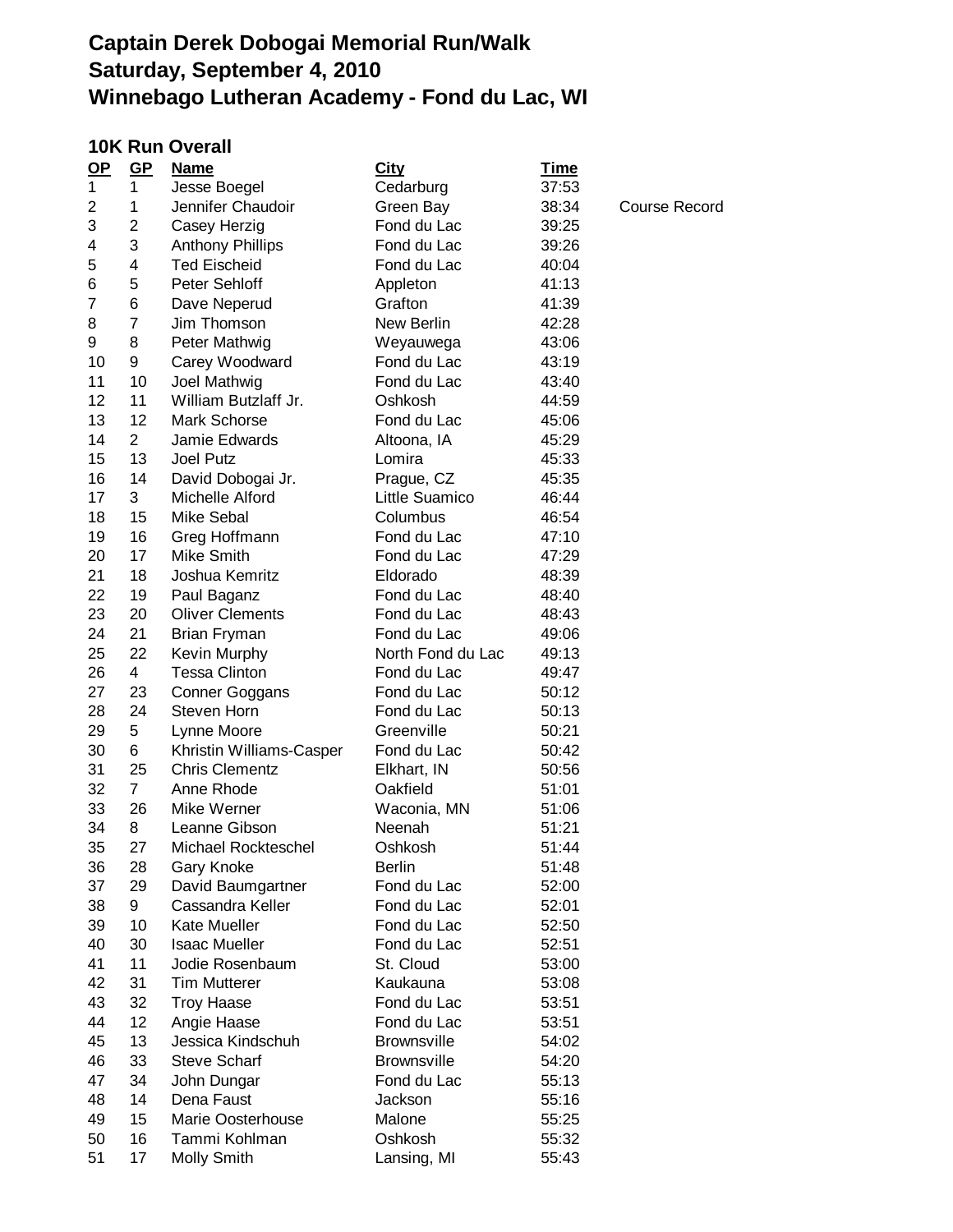# Captain Derek Dobogai Memorial Run/Walk
# Saturday, September 4, 2010
# Winnebago Lutheran Academy - Fond du Lac, WI

## 10K Run Overall

| OP | GP | Name | City | Time | |
|---|---|---|---|---|---|
| 1 | 1 | Jesse Boegel | Cedarburg | 37:53 | |
| 2 | 1 | Jennifer Chaudoir | Green Bay | 38:34 | Course Record |
| 3 | 2 | Casey Herzig | Fond du Lac | 39:25 | |
| 4 | 3 | Anthony Phillips | Fond du Lac | 39:26 | |
| 5 | 4 | Ted Eischeid | Fond du Lac | 40:04 | |
| 6 | 5 | Peter Sehloff | Appleton | 41:13 | |
| 7 | 6 | Dave Neperud | Grafton | 41:39 | |
| 8 | 7 | Jim Thomson | New Berlin | 42:28 | |
| 9 | 8 | Peter Mathwig | Weyauwega | 43:06 | |
| 10 | 9 | Carey Woodward | Fond du Lac | 43:19 | |
| 11 | 10 | Joel Mathwig | Fond du Lac | 43:40 | |
| 12 | 11 | William Butzlaff Jr. | Oshkosh | 44:59 | |
| 13 | 12 | Mark Schorse | Fond du Lac | 45:06 | |
| 14 | 2 | Jamie Edwards | Altoona, IA | 45:29 | |
| 15 | 13 | Joel Putz | Lomira | 45:33 | |
| 16 | 14 | David Dobogai Jr. | Prague, CZ | 45:35 | |
| 17 | 3 | Michelle Alford | Little Suamico | 46:44 | |
| 18 | 15 | Mike Sebal | Columbus | 46:54 | |
| 19 | 16 | Greg Hoffmann | Fond du Lac | 47:10 | |
| 20 | 17 | Mike Smith | Fond du Lac | 47:29 | |
| 21 | 18 | Joshua Kemritz | Eldorado | 48:39 | |
| 22 | 19 | Paul Baganz | Fond du Lac | 48:40 | |
| 23 | 20 | Oliver Clements | Fond du Lac | 48:43 | |
| 24 | 21 | Brian Fryman | Fond du Lac | 49:06 | |
| 25 | 22 | Kevin Murphy | North Fond du Lac | 49:13 | |
| 26 | 4 | Tessa Clinton | Fond du Lac | 49:47 | |
| 27 | 23 | Conner Goggans | Fond du Lac | 50:12 | |
| 28 | 24 | Steven Horn | Fond du Lac | 50:13 | |
| 29 | 5 | Lynne Moore | Greenville | 50:21 | |
| 30 | 6 | Khristin Williams-Casper | Fond du Lac | 50:42 | |
| 31 | 25 | Chris Clementz | Elkhart, IN | 50:56 | |
| 32 | 7 | Anne Rhode | Oakfield | 51:01 | |
| 33 | 26 | Mike Werner | Waconia, MN | 51:06 | |
| 34 | 8 | Leanne Gibson | Neenah | 51:21 | |
| 35 | 27 | Michael Rockteschel | Oshkosh | 51:44 | |
| 36 | 28 | Gary Knoke | Berlin | 51:48 | |
| 37 | 29 | David Baumgartner | Fond du Lac | 52:00 | |
| 38 | 9 | Cassandra Keller | Fond du Lac | 52:01 | |
| 39 | 10 | Kate Mueller | Fond du Lac | 52:50 | |
| 40 | 30 | Isaac Mueller | Fond du Lac | 52:51 | |
| 41 | 11 | Jodie Rosenbaum | St. Cloud | 53:00 | |
| 42 | 31 | Tim Mutterer | Kaukauna | 53:08 | |
| 43 | 32 | Troy Haase | Fond du Lac | 53:51 | |
| 44 | 12 | Angie Haase | Fond du Lac | 53:51 | |
| 45 | 13 | Jessica Kindschuh | Brownsville | 54:02 | |
| 46 | 33 | Steve Scharf | Brownsville | 54:20 | |
| 47 | 34 | John Dungar | Fond du Lac | 55:13 | |
| 48 | 14 | Dena Faust | Jackson | 55:16 | |
| 49 | 15 | Marie Oosterhouse | Malone | 55:25 | |
| 50 | 16 | Tammi Kohlman | Oshkosh | 55:32 | |
| 51 | 17 | Molly Smith | Lansing, MI | 55:43 | |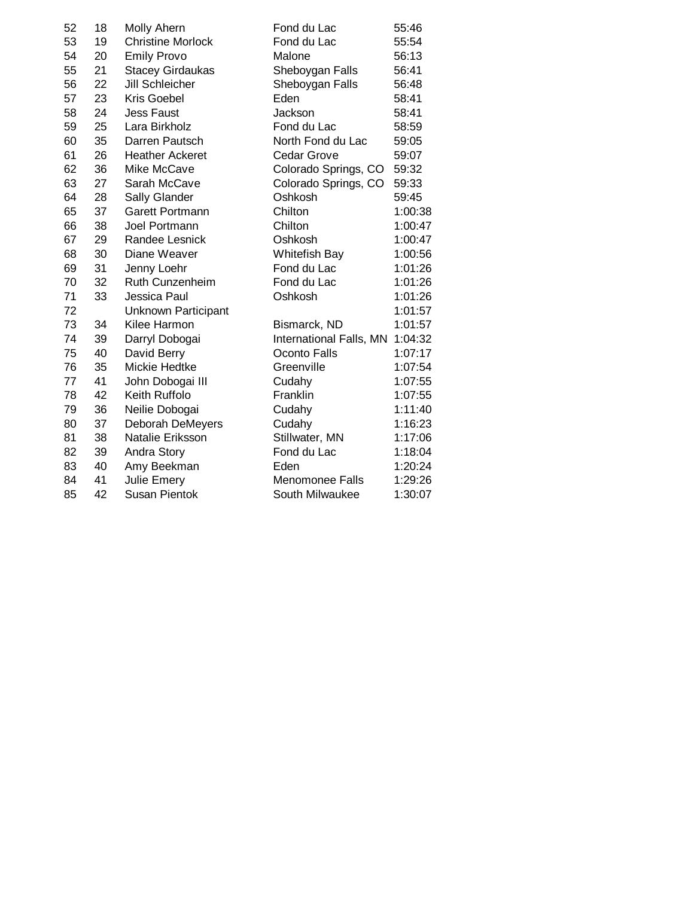| | | | | |
|---|---|---|---|---|
| 52 | 18 | Molly Ahern | Fond du Lac | 55:46 |
| 53 | 19 | Christine Morlock | Fond du Lac | 55:54 |
| 54 | 20 | Emily Provo | Malone | 56:13 |
| 55 | 21 | Stacey Girdaukas | Sheboygan Falls | 56:41 |
| 56 | 22 | Jill Schleicher | Sheboygan Falls | 56:48 |
| 57 | 23 | Kris Goebel | Eden | 58:41 |
| 58 | 24 | Jess Faust | Jackson | 58:41 |
| 59 | 25 | Lara Birkholz | Fond du Lac | 58:59 |
| 60 | 35 | Darren Pautsch | North Fond du Lac | 59:05 |
| 61 | 26 | Heather Ackeret | Cedar Grove | 59:07 |
| 62 | 36 | Mike McCave | Colorado Springs, CO | 59:32 |
| 63 | 27 | Sarah McCave | Colorado Springs, CO | 59:33 |
| 64 | 28 | Sally Glander | Oshkosh | 59:45 |
| 65 | 37 | Garett Portmann | Chilton | 1:00:38 |
| 66 | 38 | Joel Portmann | Chilton | 1:00:47 |
| 67 | 29 | Randee Lesnick | Oshkosh | 1:00:47 |
| 68 | 30 | Diane Weaver | Whitefish Bay | 1:00:56 |
| 69 | 31 | Jenny Loehr | Fond du Lac | 1:01:26 |
| 70 | 32 | Ruth Cunzenheim | Fond du Lac | 1:01:26 |
| 71 | 33 | Jessica Paul | Oshkosh | 1:01:26 |
| 72 | | Unknown Participant | | 1:01:57 |
| 73 | 34 | Kilee Harmon | Bismarck, ND | 1:01:57 |
| 74 | 39 | Darryl Dobogai | International Falls, MN | 1:04:32 |
| 75 | 40 | David Berry | Oconto Falls | 1:07:17 |
| 76 | 35 | Mickie Hedtke | Greenville | 1:07:54 |
| 77 | 41 | John Dobogai III | Cudahy | 1:07:55 |
| 78 | 42 | Keith Ruffolo | Franklin | 1:07:55 |
| 79 | 36 | Neilie Dobogai | Cudahy | 1:11:40 |
| 80 | 37 | Deborah DeMeyers | Cudahy | 1:16:23 |
| 81 | 38 | Natalie Eriksson | Stillwater, MN | 1:17:06 |
| 82 | 39 | Andra Story | Fond du Lac | 1:18:04 |
| 83 | 40 | Amy Beekman | Eden | 1:20:24 |
| 84 | 41 | Julie Emery | Menomonee Falls | 1:29:26 |
| 85 | 42 | Susan Pientok | South Milwaukee | 1:30:07 |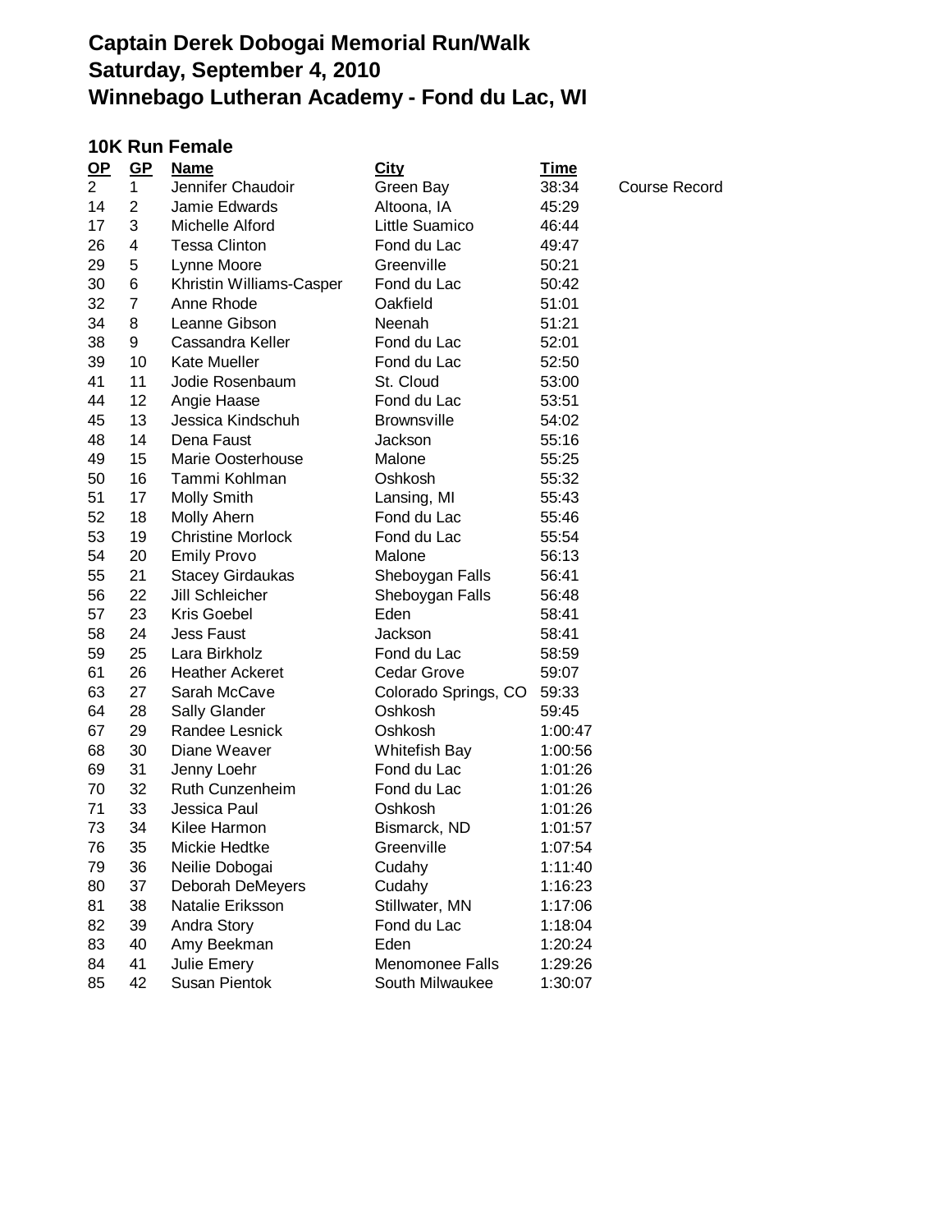# Captain Derek Dobogai Memorial Run/Walk
# Saturday, September 4, 2010
# Winnebago Lutheran Academy - Fond du Lac, WI

## 10K Run Female

| OP | GP | Name | City | Time | |
|---|---|---|---|---|---|
| 2 | 1 | Jennifer Chaudoir | Green Bay | 38:34 | Course Record |
| 14 | 2 | Jamie Edwards | Altoona, IA | 45:29 | |
| 17 | 3 | Michelle Alford | Little Suamico | 46:44 | |
| 26 | 4 | Tessa Clinton | Fond du Lac | 49:47 | |
| 29 | 5 | Lynne Moore | Greenville | 50:21 | |
| 30 | 6 | Khristin Williams-Casper | Fond du Lac | 50:42 | |
| 32 | 7 | Anne Rhode | Oakfield | 51:01 | |
| 34 | 8 | Leanne Gibson | Neenah | 51:21 | |
| 38 | 9 | Cassandra Keller | Fond du Lac | 52:01 | |
| 39 | 10 | Kate Mueller | Fond du Lac | 52:50 | |
| 41 | 11 | Jodie Rosenbaum | St. Cloud | 53:00 | |
| 44 | 12 | Angie Haase | Fond du Lac | 53:51 | |
| 45 | 13 | Jessica Kindschuh | Brownsville | 54:02 | |
| 48 | 14 | Dena Faust | Jackson | 55:16 | |
| 49 | 15 | Marie Oosterhouse | Malone | 55:25 | |
| 50 | 16 | Tammi Kohlman | Oshkosh | 55:32 | |
| 51 | 17 | Molly Smith | Lansing, MI | 55:43 | |
| 52 | 18 | Molly Ahern | Fond du Lac | 55:46 | |
| 53 | 19 | Christine Morlock | Fond du Lac | 55:54 | |
| 54 | 20 | Emily Provo | Malone | 56:13 | |
| 55 | 21 | Stacey Girdaukas | Sheboygan Falls | 56:41 | |
| 56 | 22 | Jill Schleicher | Sheboygan Falls | 56:48 | |
| 57 | 23 | Kris Goebel | Eden | 58:41 | |
| 58 | 24 | Jess Faust | Jackson | 58:41 | |
| 59 | 25 | Lara Birkholz | Fond du Lac | 58:59 | |
| 61 | 26 | Heather Ackeret | Cedar Grove | 59:07 | |
| 63 | 27 | Sarah McCave | Colorado Springs, CO | 59:33 | |
| 64 | 28 | Sally Glander | Oshkosh | 59:45 | |
| 67 | 29 | Randee Lesnick | Oshkosh | 1:00:47 | |
| 68 | 30 | Diane Weaver | Whitefish Bay | 1:00:56 | |
| 69 | 31 | Jenny Loehr | Fond du Lac | 1:01:26 | |
| 70 | 32 | Ruth Cunzenheim | Fond du Lac | 1:01:26 | |
| 71 | 33 | Jessica Paul | Oshkosh | 1:01:26 | |
| 73 | 34 | Kilee Harmon | Bismarck, ND | 1:01:57 | |
| 76 | 35 | Mickie Hedtke | Greenville | 1:07:54 | |
| 79 | 36 | Neilie Dobogai | Cudahy | 1:11:40 | |
| 80 | 37 | Deborah DeMeyers | Cudahy | 1:16:23 | |
| 81 | 38 | Natalie Eriksson | Stillwater, MN | 1:17:06 | |
| 82 | 39 | Andra Story | Fond du Lac | 1:18:04 | |
| 83 | 40 | Amy Beekman | Eden | 1:20:24 | |
| 84 | 41 | Julie Emery | Menomonee Falls | 1:29:26 | |
| 85 | 42 | Susan Pientok | South Milwaukee | 1:30:07 | |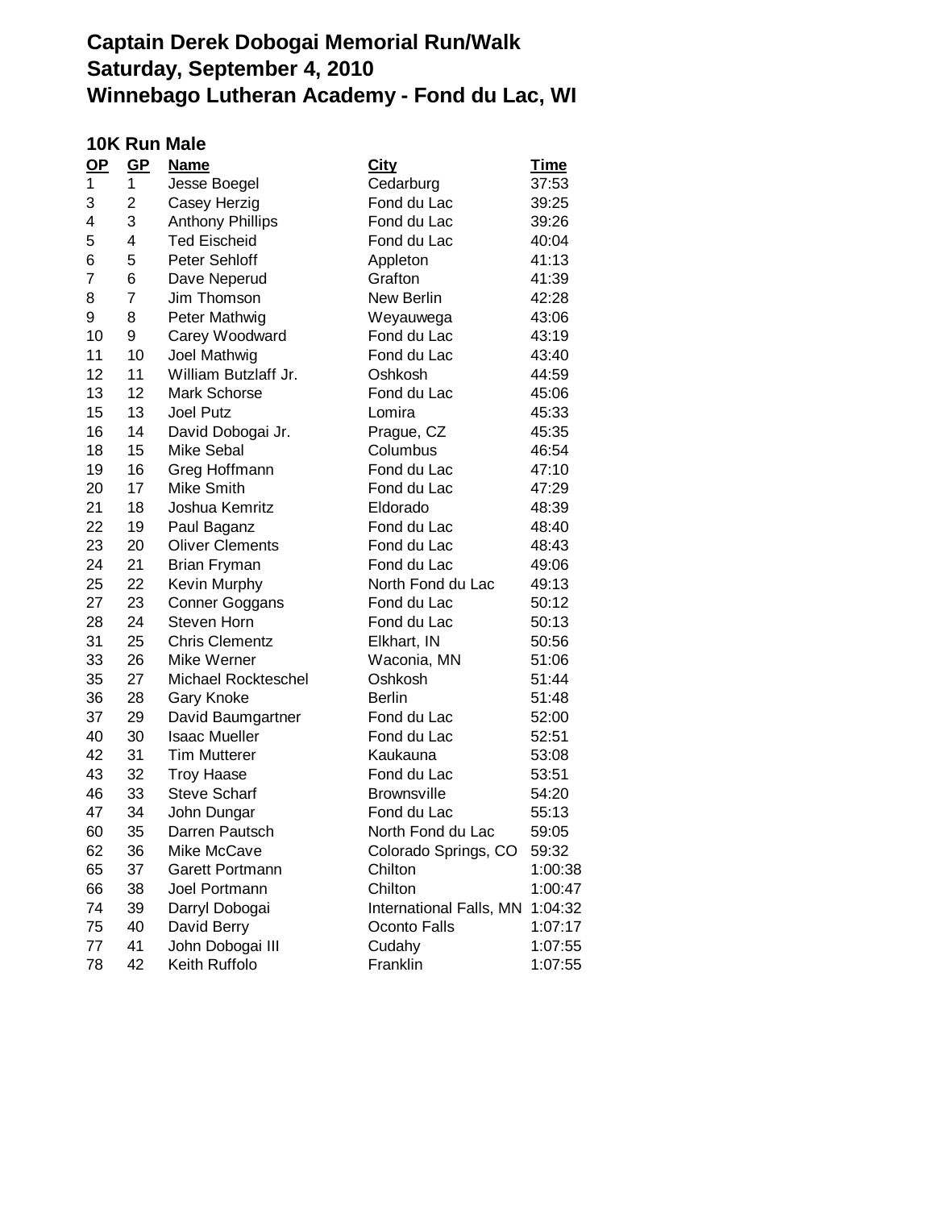# Captain Derek Dobogai Memorial Run/Walk
# Saturday, September 4, 2010
# Winnebago Lutheran Academy - Fond du Lac, WI

### 10K Run Male

| OP | GP | Name | City | Time |
|---|---|---|---|---|
| 1 | 1 | Jesse Boegel | Cedarburg | 37:53 |
| 3 | 2 | Casey Herzig | Fond du Lac | 39:25 |
| 4 | 3 | Anthony Phillips | Fond du Lac | 39:26 |
| 5 | 4 | Ted Eischeid | Fond du Lac | 40:04 |
| 6 | 5 | Peter Sehloff | Appleton | 41:13 |
| 7 | 6 | Dave Neperud | Grafton | 41:39 |
| 8 | 7 | Jim Thomson | New Berlin | 42:28 |
| 9 | 8 | Peter Mathwig | Weyauwega | 43:06 |
| 10 | 9 | Carey Woodward | Fond du Lac | 43:19 |
| 11 | 10 | Joel Mathwig | Fond du Lac | 43:40 |
| 12 | 11 | William Butzlaff Jr. | Oshkosh | 44:59 |
| 13 | 12 | Mark Schorse | Fond du Lac | 45:06 |
| 15 | 13 | Joel Putz | Lomira | 45:33 |
| 16 | 14 | David Dobogai Jr. | Prague, CZ | 45:35 |
| 18 | 15 | Mike Sebal | Columbus | 46:54 |
| 19 | 16 | Greg Hoffmann | Fond du Lac | 47:10 |
| 20 | 17 | Mike Smith | Fond du Lac | 47:29 |
| 21 | 18 | Joshua Kemritz | Eldorado | 48:39 |
| 22 | 19 | Paul Baganz | Fond du Lac | 48:40 |
| 23 | 20 | Oliver Clements | Fond du Lac | 48:43 |
| 24 | 21 | Brian Fryman | Fond du Lac | 49:06 |
| 25 | 22 | Kevin Murphy | North Fond du Lac | 49:13 |
| 27 | 23 | Conner Goggans | Fond du Lac | 50:12 |
| 28 | 24 | Steven Horn | Fond du Lac | 50:13 |
| 31 | 25 | Chris Clementz | Elkhart, IN | 50:56 |
| 33 | 26 | Mike Werner | Waconia, MN | 51:06 |
| 35 | 27 | Michael Rockteschel | Oshkosh | 51:44 |
| 36 | 28 | Gary Knoke | Berlin | 51:48 |
| 37 | 29 | David Baumgartner | Fond du Lac | 52:00 |
| 40 | 30 | Isaac Mueller | Fond du Lac | 52:51 |
| 42 | 31 | Tim Mutterer | Kaukauna | 53:08 |
| 43 | 32 | Troy Haase | Fond du Lac | 53:51 |
| 46 | 33 | Steve Scharf | Brownsville | 54:20 |
| 47 | 34 | John Dungar | Fond du Lac | 55:13 |
| 60 | 35 | Darren Pautsch | North Fond du Lac | 59:05 |
| 62 | 36 | Mike McCave | Colorado Springs, CO | 59:32 |
| 65 | 37 | Garett Portmann | Chilton | 1:00:38 |
| 66 | 38 | Joel Portmann | Chilton | 1:00:47 |
| 74 | 39 | Darryl Dobogai | International Falls, MN | 1:04:32 |
| 75 | 40 | David Berry | Oconto Falls | 1:07:17 |
| 77 | 41 | John Dobogai III | Cudahy | 1:07:55 |
| 78 | 42 | Keith Ruffolo | Franklin | 1:07:55 |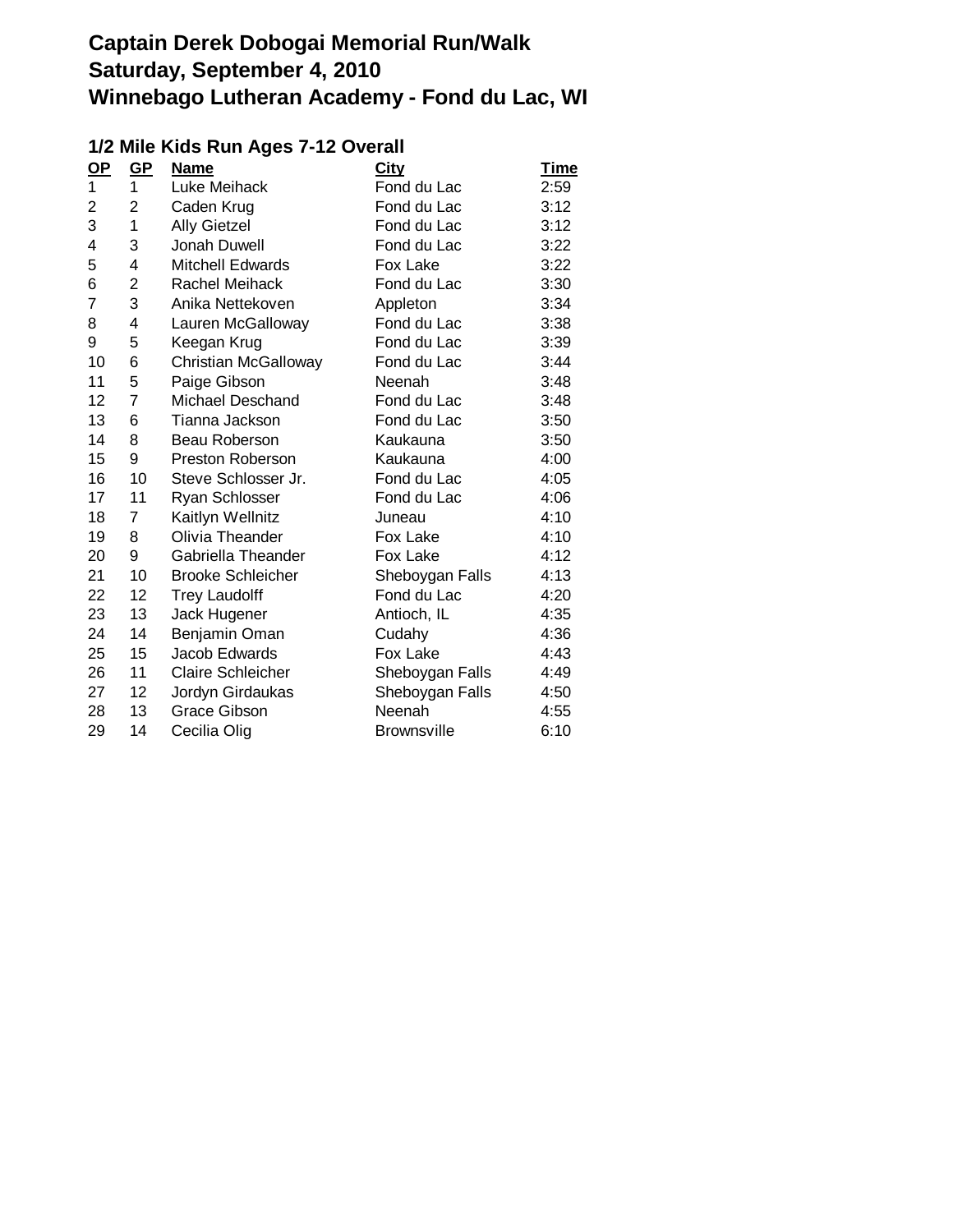# Captain Derek Dobogai Memorial Run/Walk
# Saturday, September 4, 2010
# Winnebago Lutheran Academy - Fond du Lac, WI

## 1/2 Mile Kids Run Ages 7-12 Overall

| OP | GP | Name | City | Time |
|---|---|---|---|---|
| 1 | 1 | Luke Meihack | Fond du Lac | 2:59 |
| 2 | 2 | Caden Krug | Fond du Lac | 3:12 |
| 3 | 1 | Ally Gietzel | Fond du Lac | 3:12 |
| 4 | 3 | Jonah Duwell | Fond du Lac | 3:22 |
| 5 | 4 | Mitchell Edwards | Fox Lake | 3:22 |
| 6 | 2 | Rachel Meihack | Fond du Lac | 3:30 |
| 7 | 3 | Anika Nettekoven | Appleton | 3:34 |
| 8 | 4 | Lauren McGalloway | Fond du Lac | 3:38 |
| 9 | 5 | Keegan Krug | Fond du Lac | 3:39 |
| 10 | 6 | Christian McGalloway | Fond du Lac | 3:44 |
| 11 | 5 | Paige Gibson | Neenah | 3:48 |
| 12 | 7 | Michael Deschand | Fond du Lac | 3:48 |
| 13 | 6 | Tianna Jackson | Fond du Lac | 3:50 |
| 14 | 8 | Beau Roberson | Kaukauna | 3:50 |
| 15 | 9 | Preston Roberson | Kaukauna | 4:00 |
| 16 | 10 | Steve Schlosser Jr. | Fond du Lac | 4:05 |
| 17 | 11 | Ryan Schlosser | Fond du Lac | 4:06 |
| 18 | 7 | Kaitlyn Wellnitz | Juneau | 4:10 |
| 19 | 8 | Olivia Theander | Fox Lake | 4:10 |
| 20 | 9 | Gabriella Theander | Fox Lake | 4:12 |
| 21 | 10 | Brooke Schleicher | Sheboygan Falls | 4:13 |
| 22 | 12 | Trey Laudolff | Fond du Lac | 4:20 |
| 23 | 13 | Jack Hugener | Antioch, IL | 4:35 |
| 24 | 14 | Benjamin Oman | Cudahy | 4:36 |
| 25 | 15 | Jacob Edwards | Fox Lake | 4:43 |
| 26 | 11 | Claire Schleicher | Sheboygan Falls | 4:49 |
| 27 | 12 | Jordyn Girdaukas | Sheboygan Falls | 4:50 |
| 28 | 13 | Grace Gibson | Neenah | 4:55 |
| 29 | 14 | Cecilia Olig | Brownsville | 6:10 |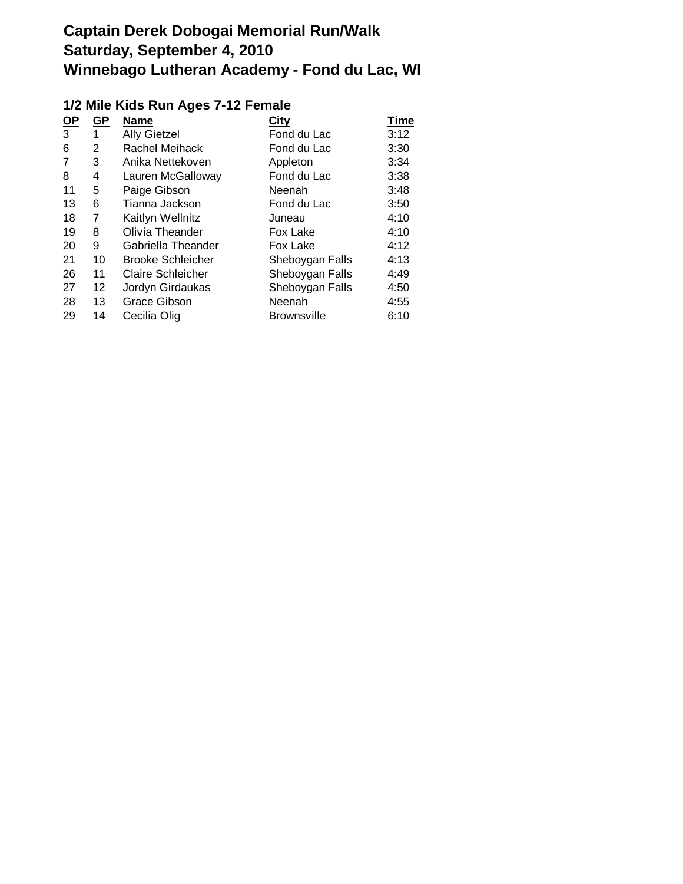# Captain Derek Dobogai Memorial Run/Walk
# Saturday, September 4, 2010
# Winnebago Lutheran Academy - Fond du Lac, WI

## 1/2 Mile Kids Run Ages 7-12 Female

| OP | GP | Name | City | Time |
|---|---|---|---|---|
| 3 | 1 | Ally Gietzel | Fond du Lac | 3:12 |
| 6 | 2 | Rachel Meihack | Fond du Lac | 3:30 |
| 7 | 3 | Anika Nettekoven | Appleton | 3:34 |
| 8 | 4 | Lauren McGalloway | Fond du Lac | 3:38 |
| 11 | 5 | Paige Gibson | Neenah | 3:48 |
| 13 | 6 | Tianna Jackson | Fond du Lac | 3:50 |
| 18 | 7 | Kaitlyn Wellnitz | Juneau | 4:10 |
| 19 | 8 | Olivia Theander | Fox Lake | 4:10 |
| 20 | 9 | Gabriella Theander | Fox Lake | 4:12 |
| 21 | 10 | Brooke Schleicher | Sheboygan Falls | 4:13 |
| 26 | 11 | Claire Schleicher | Sheboygan Falls | 4:49 |
| 27 | 12 | Jordyn Girdaukas | Sheboygan Falls | 4:50 |
| 28 | 13 | Grace Gibson | Neenah | 4:55 |
| 29 | 14 | Cecilia Olig | Brownsville | 6:10 |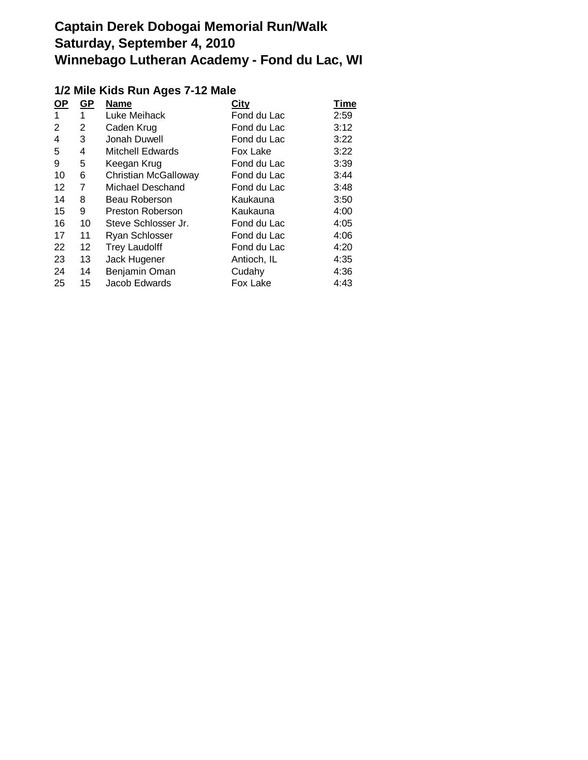# Captain Derek Dobogai Memorial Run/Walk
# Saturday, September 4, 2010
# Winnebago Lutheran Academy - Fond du Lac, WI

## 1/2 Mile Kids Run Ages 7-12 Male

| OP | GP | Name | City | Time |
|---|---|---|---|---|
| 1 | 1 | Luke Meihack | Fond du Lac | 2:59 |
| 2 | 2 | Caden Krug | Fond du Lac | 3:12 |
| 4 | 3 | Jonah Duwell | Fond du Lac | 3:22 |
| 5 | 4 | Mitchell Edwards | Fox Lake | 3:22 |
| 9 | 5 | Keegan Krug | Fond du Lac | 3:39 |
| 10 | 6 | Christian McGalloway | Fond du Lac | 3:44 |
| 12 | 7 | Michael Deschand | Fond du Lac | 3:48 |
| 14 | 8 | Beau Roberson | Kaukauna | 3:50 |
| 15 | 9 | Preston Roberson | Kaukauna | 4:00 |
| 16 | 10 | Steve Schlosser Jr. | Fond du Lac | 4:05 |
| 17 | 11 | Ryan Schlosser | Fond du Lac | 4:06 |
| 22 | 12 | Trey Laudolff | Fond du Lac | 4:20 |
| 23 | 13 | Jack Hugener | Antioch, IL | 4:35 |
| 24 | 14 | Benjamin Oman | Cudahy | 4:36 |
| 25 | 15 | Jacob Edwards | Fox Lake | 4:43 |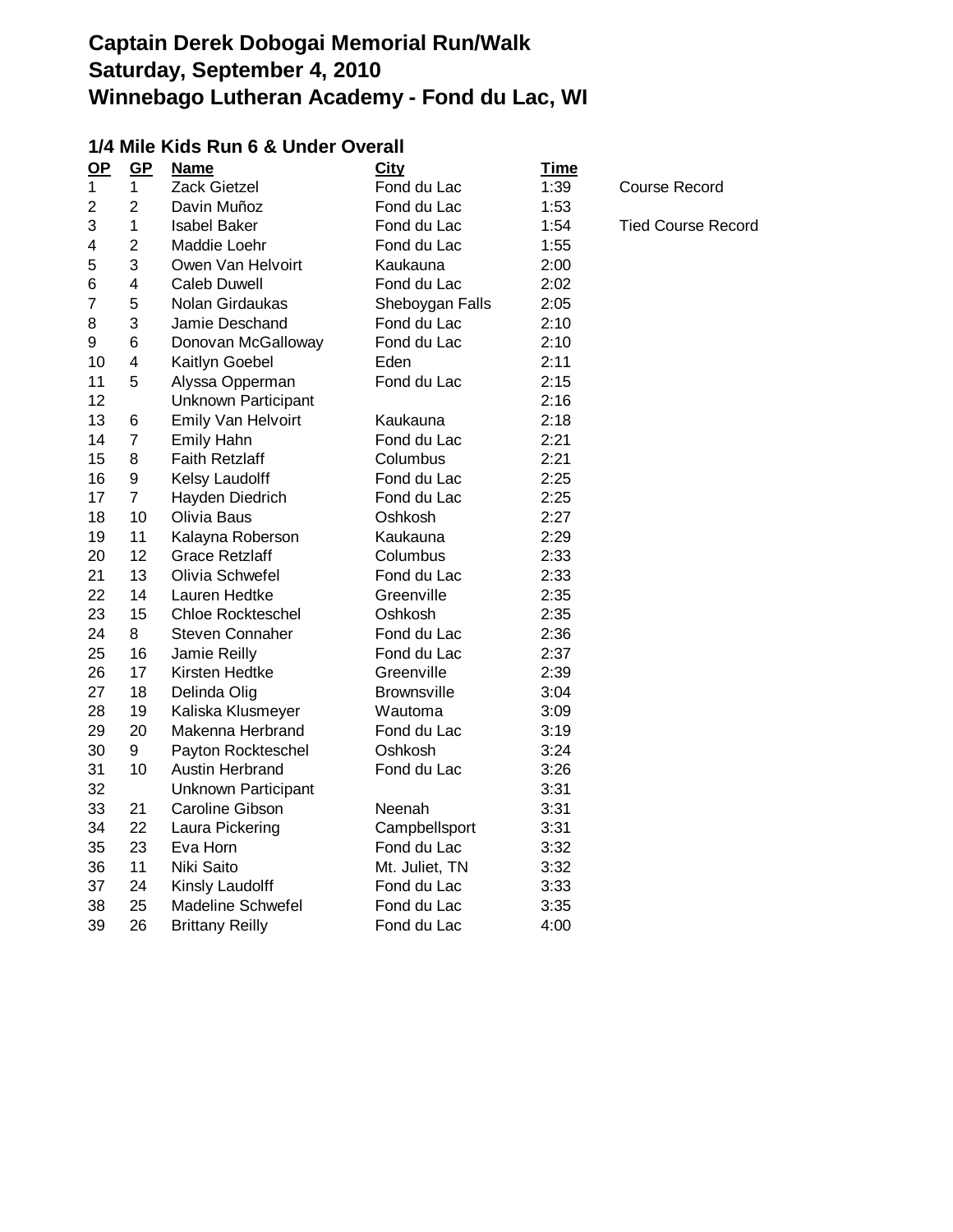# Captain Derek Dobogai Memorial Run/Walk
# Saturday, September 4, 2010
# Winnebago Lutheran Academy - Fond du Lac, WI

### 1/4 Mile Kids Run 6 & Under Overall

| OP | GP | Name | City | Time | |
|---|---|---|---|---|---|
| 1 | 1 | Zack Gietzel | Fond du Lac | 1:39 | Course Record |
| 2 | 2 | Davin Muñoz | Fond du Lac | 1:53 | |
| 3 | 1 | Isabel Baker | Fond du Lac | 1:54 | Tied Course Record |
| 4 | 2 | Maddie Loehr | Fond du Lac | 1:55 | |
| 5 | 3 | Owen Van Helvoirt | Kaukauna | 2:00 | |
| 6 | 4 | Caleb Duwell | Fond du Lac | 2:02 | |
| 7 | 5 | Nolan Girdaukas | Sheboygan Falls | 2:05 | |
| 8 | 3 | Jamie Deschand | Fond du Lac | 2:10 | |
| 9 | 6 | Donovan McGalloway | Fond du Lac | 2:10 | |
| 10 | 4 | Kaitlyn Goebel | Eden | 2:11 | |
| 11 | 5 | Alyssa Opperman | Fond du Lac | 2:15 | |
| 12 | | Unknown Participant | | 2:16 | |
| 13 | 6 | Emily Van Helvoirt | Kaukauna | 2:18 | |
| 14 | 7 | Emily Hahn | Fond du Lac | 2:21 | |
| 15 | 8 | Faith Retzlaff | Columbus | 2:21 | |
| 16 | 9 | Kelsy Laudolff | Fond du Lac | 2:25 | |
| 17 | 7 | Hayden Diedrich | Fond du Lac | 2:25 | |
| 18 | 10 | Olivia Baus | Oshkosh | 2:27 | |
| 19 | 11 | Kalayna Roberson | Kaukauna | 2:29 | |
| 20 | 12 | Grace Retzlaff | Columbus | 2:33 | |
| 21 | 13 | Olivia Schwefel | Fond du Lac | 2:33 | |
| 22 | 14 | Lauren Hedtke | Greenville | 2:35 | |
| 23 | 15 | Chloe Rockteschel | Oshkosh | 2:35 | |
| 24 | 8 | Steven Connaher | Fond du Lac | 2:36 | |
| 25 | 16 | Jamie Reilly | Fond du Lac | 2:37 | |
| 26 | 17 | Kirsten Hedtke | Greenville | 2:39 | |
| 27 | 18 | Delinda Olig | Brownsville | 3:04 | |
| 28 | 19 | Kaliska Klusmeyer | Wautoma | 3:09 | |
| 29 | 20 | Makenna Herbrand | Fond du Lac | 3:19 | |
| 30 | 9 | Payton Rockteschel | Oshkosh | 3:24 | |
| 31 | 10 | Austin Herbrand | Fond du Lac | 3:26 | |
| 32 | | Unknown Participant | | 3:31 | |
| 33 | 21 | Caroline Gibson | Neenah | 3:31 | |
| 34 | 22 | Laura Pickering | Campbellsport | 3:31 | |
| 35 | 23 | Eva Horn | Fond du Lac | 3:32 | |
| 36 | 11 | Niki Saito | Mt. Juliet, TN | 3:32 | |
| 37 | 24 | Kinsly Laudolff | Fond du Lac | 3:33 | |
| 38 | 25 | Madeline Schwefel | Fond du Lac | 3:35 | |
| 39 | 26 | Brittany Reilly | Fond du Lac | 4:00 | |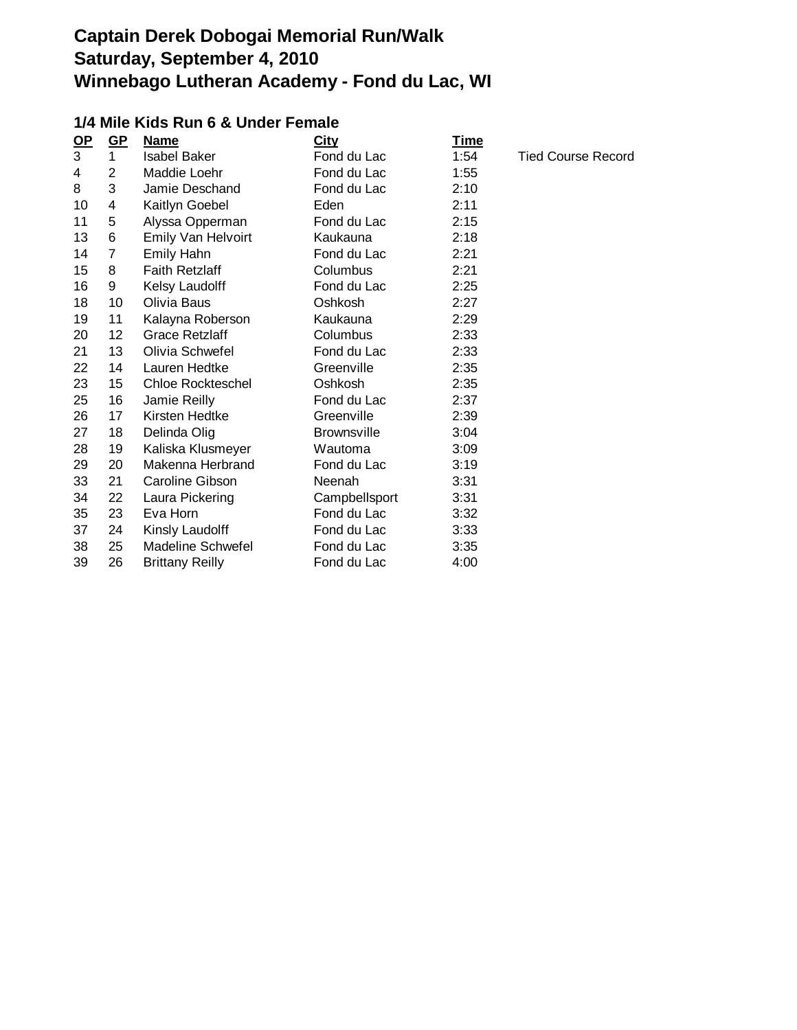# Captain Derek Dobogai Memorial Run/Walk
# Saturday, September 4, 2010
# Winnebago Lutheran Academy - Fond du Lac, WI

## 1/4 Mile Kids Run 6 & Under Female

| OP | GP | Name | City | Time | |
|---|---|---|---|---|---|
| 3 | 1 | Isabel Baker | Fond du Lac | 1:54 | Tied Course Record |
| 4 | 2 | Maddie Loehr | Fond du Lac | 1:55 | |
| 8 | 3 | Jamie Deschand | Fond du Lac | 2:10 | |
| 10 | 4 | Kaitlyn Goebel | Eden | 2:11 | |
| 11 | 5 | Alyssa Opperman | Fond du Lac | 2:15 | |
| 13 | 6 | Emily Van Helvoirt | Kaukauna | 2:18 | |
| 14 | 7 | Emily Hahn | Fond du Lac | 2:21 | |
| 15 | 8 | Faith Retzlaff | Columbus | 2:21 | |
| 16 | 9 | Kelsy Laudolff | Fond du Lac | 2:25 | |
| 18 | 10 | Olivia Baus | Oshkosh | 2:27 | |
| 19 | 11 | Kalayna Roberson | Kaukauna | 2:29 | |
| 20 | 12 | Grace Retzlaff | Columbus | 2:33 | |
| 21 | 13 | Olivia Schwefel | Fond du Lac | 2:33 | |
| 22 | 14 | Lauren Hedtke | Greenville | 2:35 | |
| 23 | 15 | Chloe Rockteschel | Oshkosh | 2:35 | |
| 25 | 16 | Jamie Reilly | Fond du Lac | 2:37 | |
| 26 | 17 | Kirsten Hedtke | Greenville | 2:39 | |
| 27 | 18 | Delinda Olig | Brownsville | 3:04 | |
| 28 | 19 | Kaliska Klusmeyer | Wautoma | 3:09 | |
| 29 | 20 | Makenna Herbrand | Fond du Lac | 3:19 | |
| 33 | 21 | Caroline Gibson | Neenah | 3:31 | |
| 34 | 22 | Laura Pickering | Campbellsport | 3:31 | |
| 35 | 23 | Eva Horn | Fond du Lac | 3:32 | |
| 37 | 24 | Kinsly Laudolff | Fond du Lac | 3:33 | |
| 38 | 25 | Madeline Schwefel | Fond du Lac | 3:35 | |
| 39 | 26 | Brittany Reilly | Fond du Lac | 4:00 | |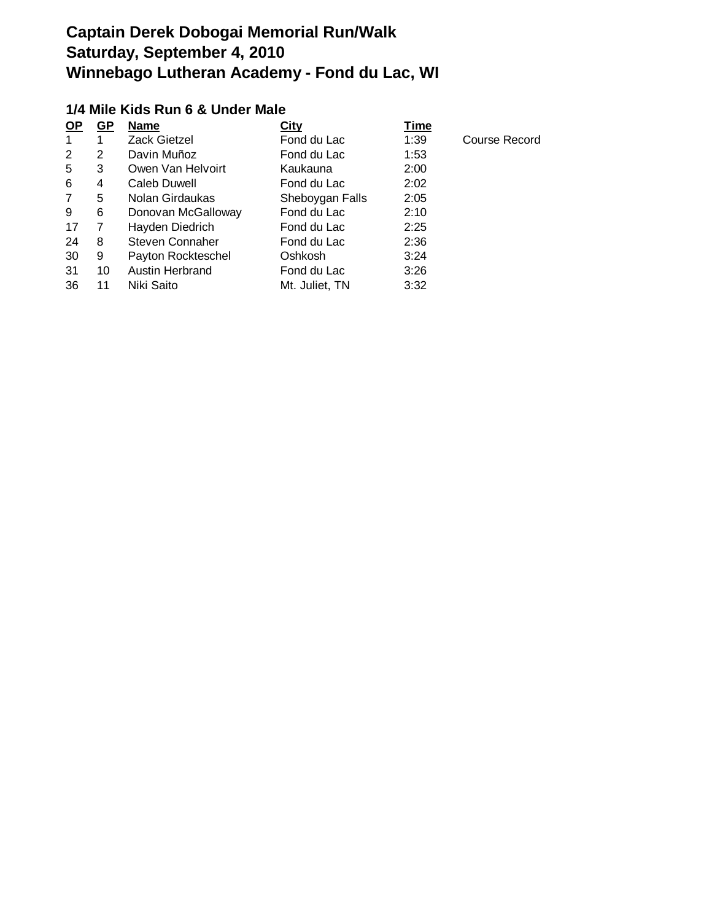# Captain Derek Dobogai Memorial Run/Walk
# Saturday, September 4, 2010
# Winnebago Lutheran Academy - Fond du Lac, WI

### 1/4 Mile Kids Run 6 & Under Male

| OP | GP | Name | City | Time | |
|---|---|---|---|---|---|
| 1 | 1 | Zack Gietzel | Fond du Lac | 1:39 | Course Record |
| 2 | 2 | Davin Muñoz | Fond du Lac | 1:53 | |
| 5 | 3 | Owen Van Helvoirt | Kaukauna | 2:00 | |
| 6 | 4 | Caleb Duwell | Fond du Lac | 2:02 | |
| 7 | 5 | Nolan Girdaukas | Sheboygan Falls | 2:05 | |
| 9 | 6 | Donovan McGalloway | Fond du Lac | 2:10 | |
| 17 | 7 | Hayden Diedrich | Fond du Lac | 2:25 | |
| 24 | 8 | Steven Connaher | Fond du Lac | 2:36 | |
| 30 | 9 | Payton Rockteschel | Oshkosh | 3:24 | |
| 31 | 10 | Austin Herbrand | Fond du Lac | 3:26 | |
| 36 | 11 | Niki Saito | Mt. Juliet, TN | 3:32 | |